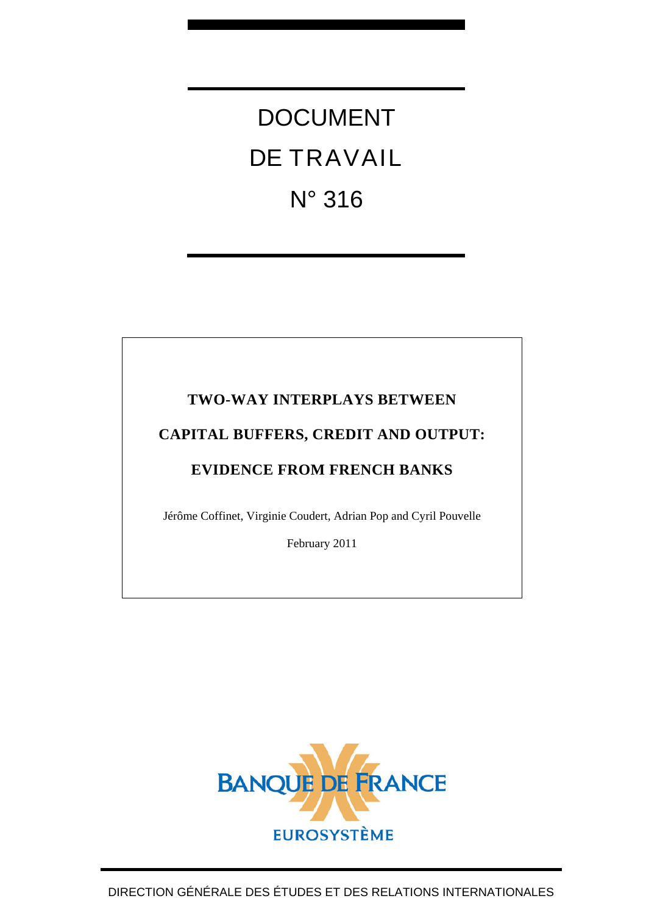# DOCUMENT DE TRAVAIL N° 316

## TWO-WAY INTERPLAYS BETWEEN CAPITAL BUFFERS, CREDIT AND OUTPUT: EVIDENCE FROM FRENCH BANKS

Jérôme Coffinet, Virginie Coudert, Adrian Pop and Cyril Pouvelle

February 2011

BANQUE DE FRANCE

EUROSYSTÈME

DIRECTION GÉNÉRALE DES ÉTUDES ET DES RELATIONS INTERNATIONALES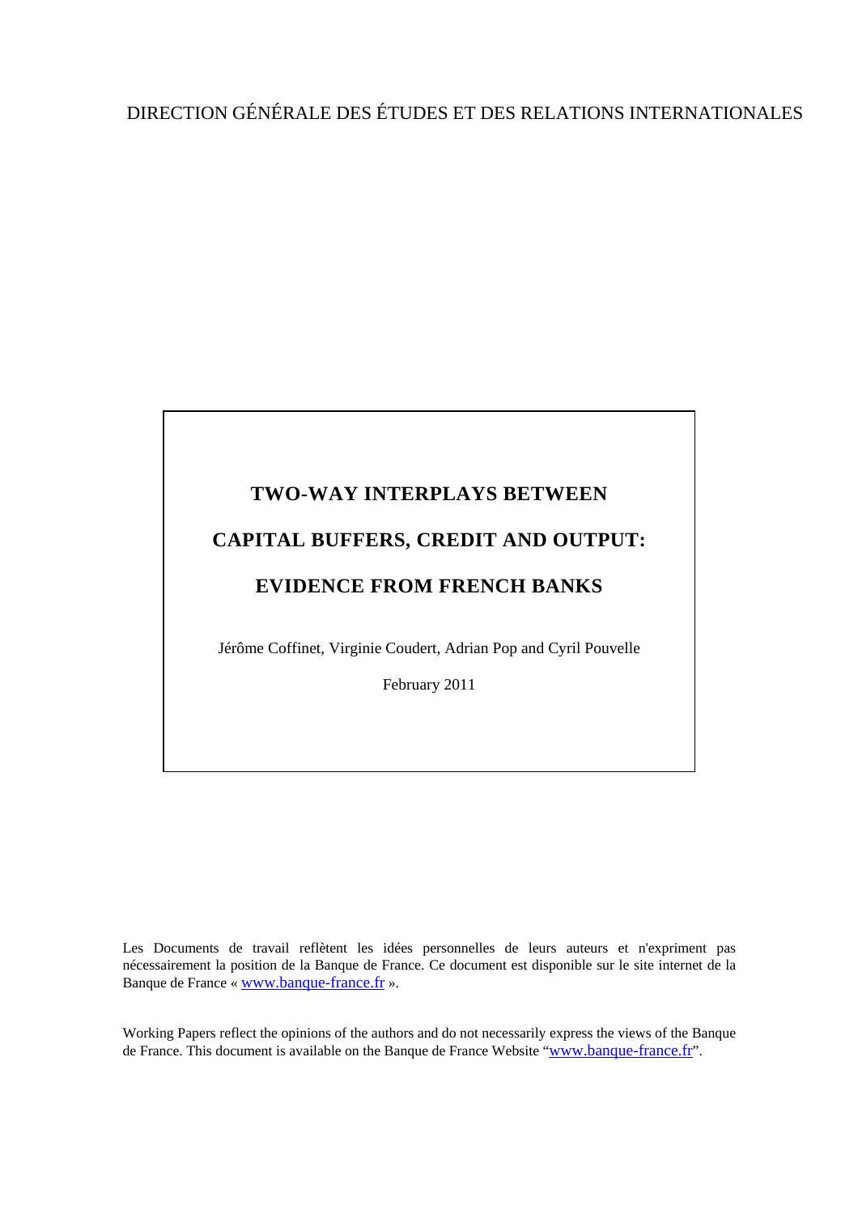DIRECTION GÉNÉRALE DES ÉTUDES ET DES RELATIONS INTERNATIONALES

# TWO-WAY INTERPLAYS BETWEEN CAPITAL BUFFERS, CREDIT AND OUTPUT: EVIDENCE FROM FRENCH BANKS

Jérôme Coffinet, Virginie Coudert, Adrian Pop and Cyril Pouvelle

February 2011

Les Documents de travail reflètent les idées personnelles de leurs auteurs et n'expriment pas nécessairement la position de la Banque de France. Ce document est disponible sur le site internet de la Banque de France « www.banque-france.fr ».

Working Papers reflect the opinions of the authors and do not necessarily express the views of the Banque de France. This document is available on the Banque de France Website "www.banque-france.fr".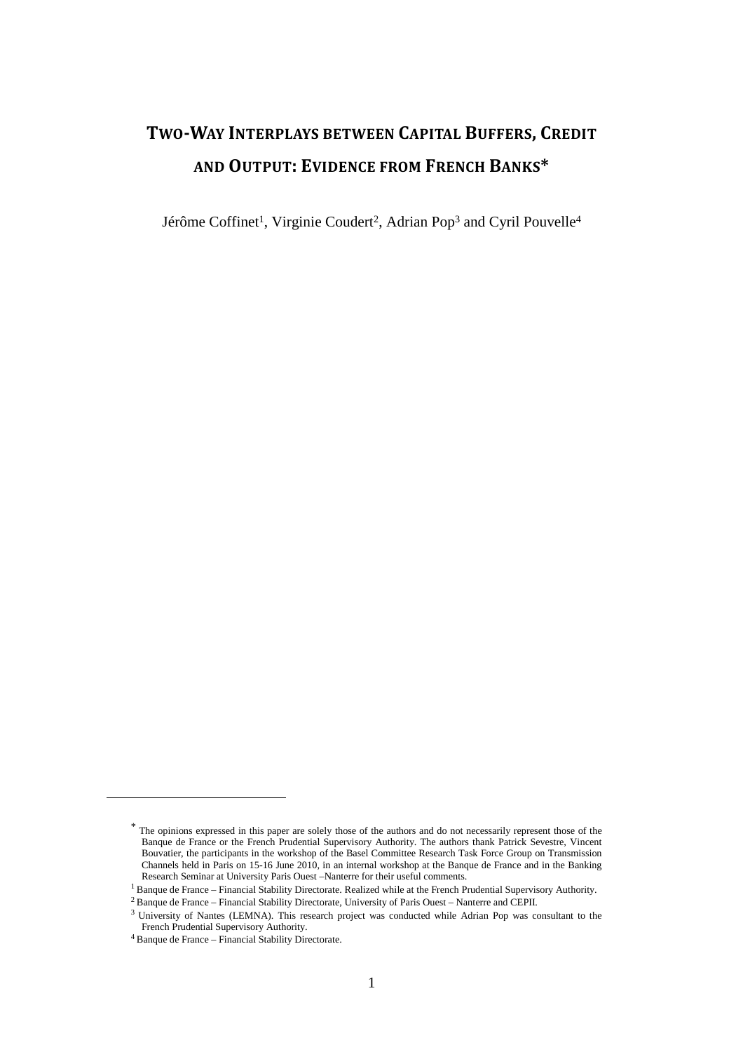# Two-Way Interplays between Capital Buffers, Credit and Output: Evidence from French Banks*

Jérôme Coffinet[1], Virginie Coudert[2], Adrian Pop[3] and Cyril Pouvelle[4]

---

\* The opinions expressed in this paper are solely those of the authors and do not necessarily represent those of the Banque de France or the French Prudential Supervisory Authority. The authors thank Patrick Sevestre, Vincent Bouvatier, the participants in the workshop of the Basel Committee Research Task Force Group on Transmission Channels held in Paris on 15-16 June 2010, in an internal workshop at the Banque de France and in the Banking Research Seminar at University Paris Ouest –Nanterre for their useful comments.

[1] Banque de France – Financial Stability Directorate. Realized while at the French Prudential Supervisory Authority.

[2] Banque de France – Financial Stability Directorate, University of Paris Ouest – Nanterre and CEPII.

[3] University of Nantes (LEMNA). This research project was conducted while Adrian Pop was consultant to the French Prudential Supervisory Authority.

[4] Banque de France – Financial Stability Directorate.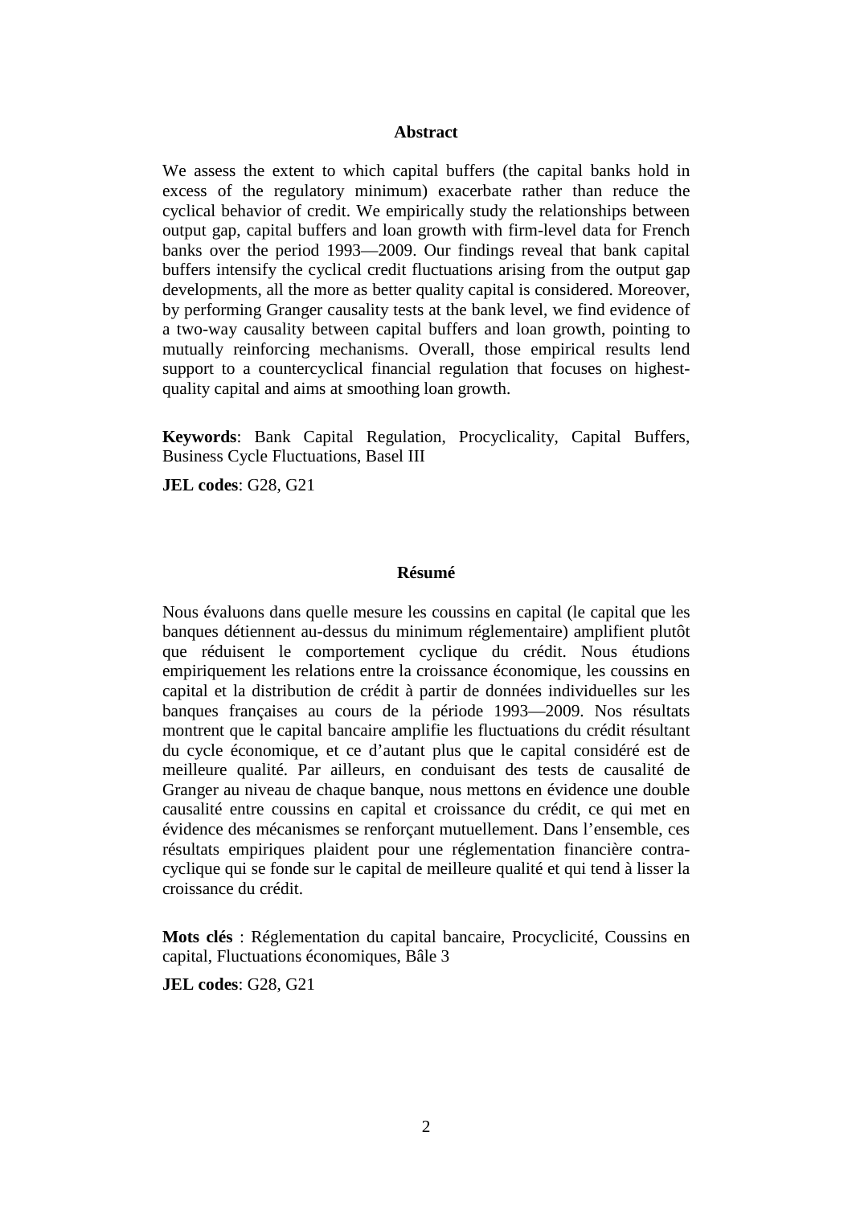## Abstract

We assess the extent to which capital buffers (the capital banks hold in excess of the regulatory minimum) exacerbate rather than reduce the cyclical behavior of credit. We empirically study the relationships between output gap, capital buffers and loan growth with firm-level data for French banks over the period 1993—2009. Our findings reveal that bank capital buffers intensify the cyclical credit fluctuations arising from the output gap developments, all the more as better quality capital is considered. Moreover, by performing Granger causality tests at the bank level, we find evidence of a two-way causality between capital buffers and loan growth, pointing to mutually reinforcing mechanisms. Overall, those empirical results lend support to a countercyclical financial regulation that focuses on highest-quality capital and aims at smoothing loan growth.

**Keywords**: Bank Capital Regulation, Procyclicality, Capital Buffers, Business Cycle Fluctuations, Basel III

**JEL codes**: G28, G21

## Résumé

Nous évaluons dans quelle mesure les coussins en capital (le capital que les banques détiennent au-dessus du minimum réglementaire) amplifient plutôt que réduisent le comportement cyclique du crédit. Nous étudions empiriquement les relations entre la croissance économique, les coussins en capital et la distribution de crédit à partir de données individuelles sur les banques françaises au cours de la période 1993—2009. Nos résultats montrent que le capital bancaire amplifie les fluctuations du crédit résultant du cycle économique, et ce d'autant plus que le capital considéré est de meilleure qualité. Par ailleurs, en conduisant des tests de causalité de Granger au niveau de chaque banque, nous mettons en évidence une double causalité entre coussins en capital et croissance du crédit, ce qui met en évidence des mécanismes se renforçant mutuellement. Dans l'ensemble, ces résultats empiriques plaident pour une réglementation financière contra-cyclique qui se fonde sur le capital de meilleure qualité et qui tend à lisser la croissance du crédit.

**Mots clés** : Réglementation du capital bancaire, Procyclicité, Coussins en capital, Fluctuations économiques, Bâle 3

**JEL codes**: G28, G21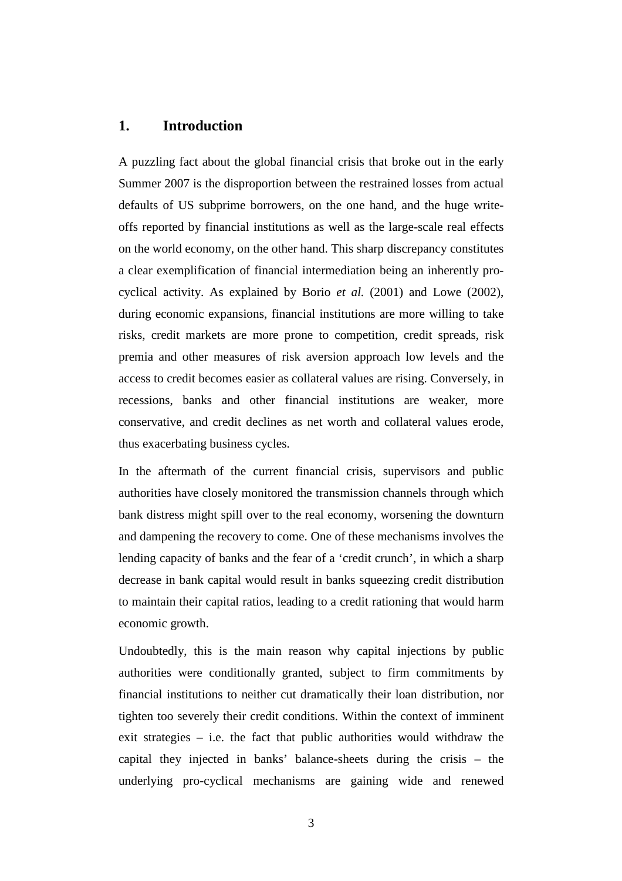## 1. Introduction

A puzzling fact about the global financial crisis that broke out in the early Summer 2007 is the disproportion between the restrained losses from actual defaults of US subprime borrowers, on the one hand, and the huge write-offs reported by financial institutions as well as the large-scale real effects on the world economy, on the other hand. This sharp discrepancy constitutes a clear exemplification of financial intermediation being an inherently pro-cyclical activity. As explained by Borio *et al.* (2001) and Lowe (2002), during economic expansions, financial institutions are more willing to take risks, credit markets are more prone to competition, credit spreads, risk premia and other measures of risk aversion approach low levels and the access to credit becomes easier as collateral values are rising. Conversely, in recessions, banks and other financial institutions are weaker, more conservative, and credit declines as net worth and collateral values erode, thus exacerbating business cycles.

In the aftermath of the current financial crisis, supervisors and public authorities have closely monitored the transmission channels through which bank distress might spill over to the real economy, worsening the downturn and dampening the recovery to come. One of these mechanisms involves the lending capacity of banks and the fear of a 'credit crunch', in which a sharp decrease in bank capital would result in banks squeezing credit distribution to maintain their capital ratios, leading to a credit rationing that would harm economic growth.

Undoubtedly, this is the main reason why capital injections by public authorities were conditionally granted, subject to firm commitments by financial institutions to neither cut dramatically their loan distribution, nor tighten too severely their credit conditions. Within the context of imminent exit strategies – i.e. the fact that public authorities would withdraw the capital they injected in banks' balance-sheets during the crisis – the underlying pro-cyclical mechanisms are gaining wide and renewed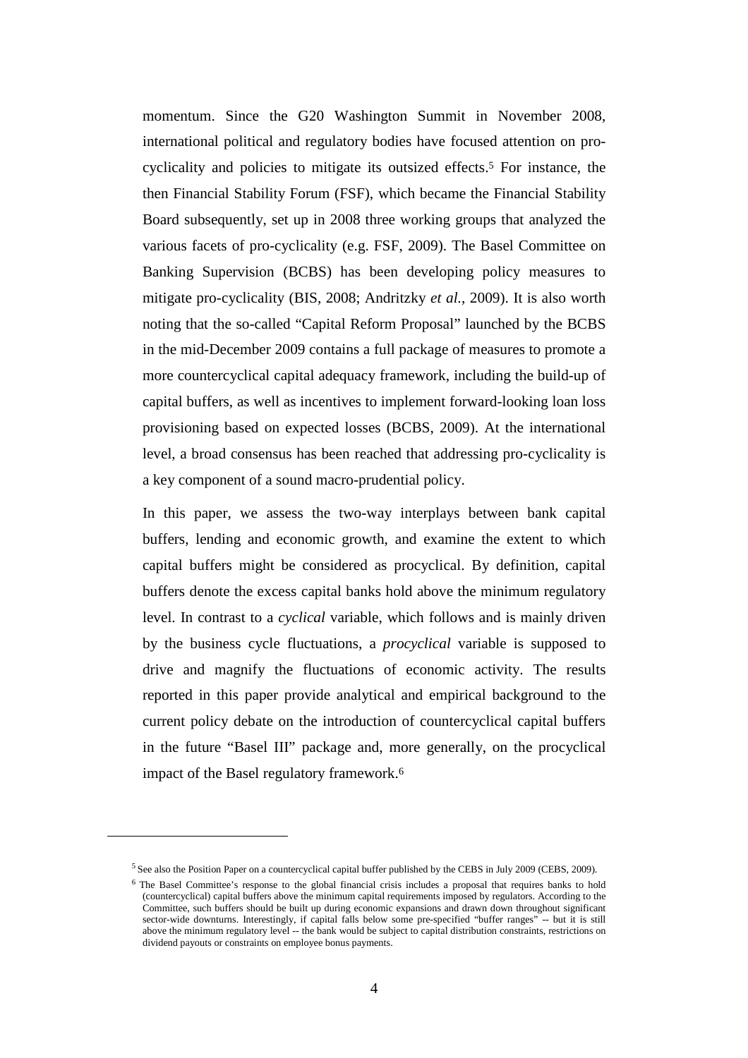momentum. Since the G20 Washington Summit in November 2008, international political and regulatory bodies have focused attention on pro-cyclicality and policies to mitigate its outsized effects.[5] For instance, the then Financial Stability Forum (FSF), which became the Financial Stability Board subsequently, set up in 2008 three working groups that analyzed the various facets of pro-cyclicality (e.g. FSF, 2009). The Basel Committee on Banking Supervision (BCBS) has been developing policy measures to mitigate pro-cyclicality (BIS, 2008; Andritzky *et al.*, 2009). It is also worth noting that the so-called "Capital Reform Proposal" launched by the BCBS in the mid-December 2009 contains a full package of measures to promote a more countercyclical capital adequacy framework, including the build-up of capital buffers, as well as incentives to implement forward-looking loan loss provisioning based on expected losses (BCBS, 2009). At the international level, a broad consensus has been reached that addressing pro-cyclicality is a key component of a sound macro-prudential policy.

In this paper, we assess the two-way interplays between bank capital buffers, lending and economic growth, and examine the extent to which capital buffers might be considered as procyclical. By definition, capital buffers denote the excess capital banks hold above the minimum regulatory level. In contrast to a *cyclical* variable, which follows and is mainly driven by the business cycle fluctuations, a *procyclical* variable is supposed to drive and magnify the fluctuations of economic activity. The results reported in this paper provide analytical and empirical background to the current policy debate on the introduction of countercyclical capital buffers in the future "Basel III" package and, more generally, on the procyclical impact of the Basel regulatory framework.[6]

---

[5] See also the Position Paper on a countercyclical capital buffer published by the CEBS in July 2009 (CEBS, 2009).

[6] The Basel Committee's response to the global financial crisis includes a proposal that requires banks to hold (countercyclical) capital buffers above the minimum capital requirements imposed by regulators. According to the Committee, such buffers should be built up during economic expansions and drawn down throughout significant sector-wide downturns. Interestingly, if capital falls below some pre-specified "buffer ranges" -- but it is still above the minimum regulatory level -- the bank would be subject to capital distribution constraints, restrictions on dividend payouts or constraints on employee bonus payments.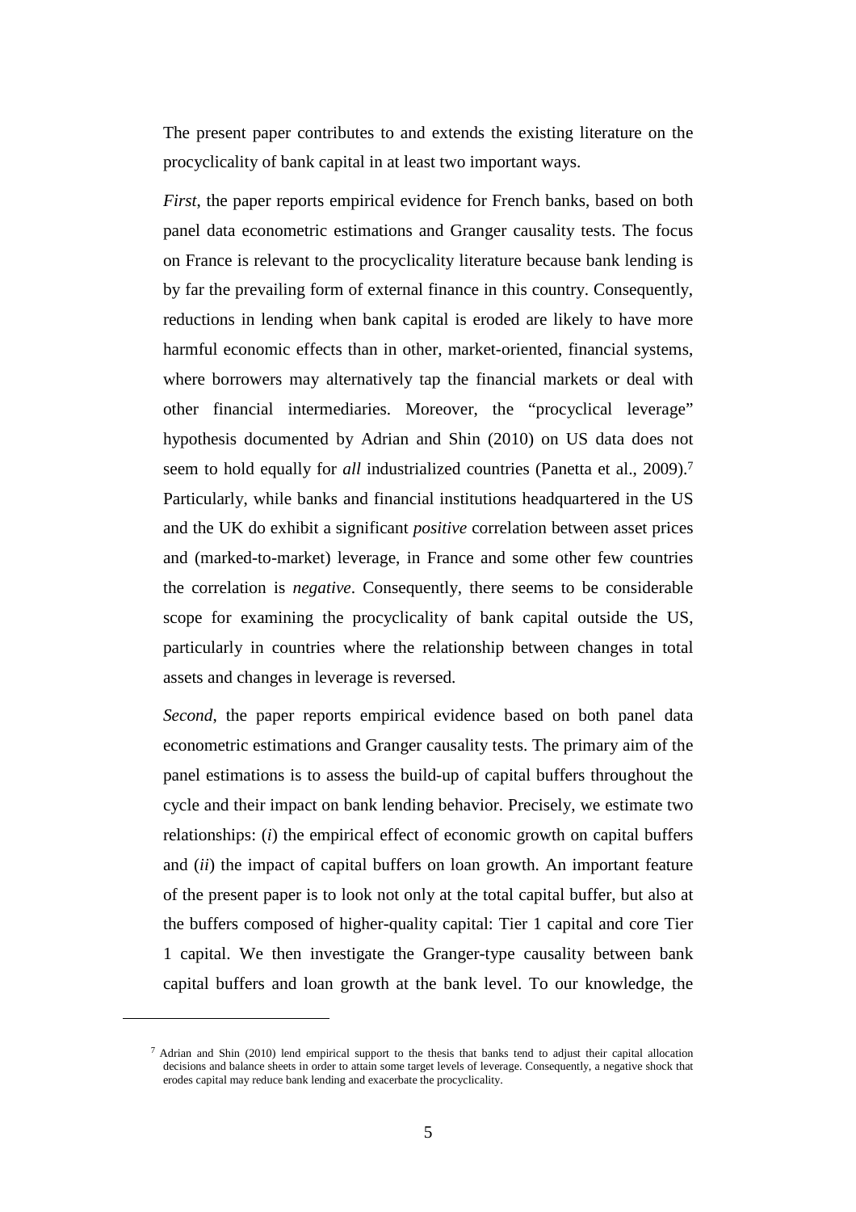The present paper contributes to and extends the existing literature on the procyclicality of bank capital in at least two important ways.

*First*, the paper reports empirical evidence for French banks, based on both panel data econometric estimations and Granger causality tests. The focus on France is relevant to the procyclicality literature because bank lending is by far the prevailing form of external finance in this country. Consequently, reductions in lending when bank capital is eroded are likely to have more harmful economic effects than in other, market-oriented, financial systems, where borrowers may alternatively tap the financial markets or deal with other financial intermediaries. Moreover, the "procyclical leverage" hypothesis documented by Adrian and Shin (2010) on US data does not seem to hold equally for *all* industrialized countries (Panetta et al., 2009).[7] Particularly, while banks and financial institutions headquartered in the US and the UK do exhibit a significant *positive* correlation between asset prices and (marked-to-market) leverage, in France and some other few countries the correlation is *negative*. Consequently, there seems to be considerable scope for examining the procyclicality of bank capital outside the US, particularly in countries where the relationship between changes in total assets and changes in leverage is reversed.

*Second*, the paper reports empirical evidence based on both panel data econometric estimations and Granger causality tests. The primary aim of the panel estimations is to assess the build-up of capital buffers throughout the cycle and their impact on bank lending behavior. Precisely, we estimate two relationships: (*i*) the empirical effect of economic growth on capital buffers and (*ii*) the impact of capital buffers on loan growth. An important feature of the present paper is to look not only at the total capital buffer, but also at the buffers composed of higher-quality capital: Tier 1 capital and core Tier 1 capital. We then investigate the Granger-type causality between bank capital buffers and loan growth at the bank level. To our knowledge, the

---

[7] Adrian and Shin (2010) lend empirical support to the thesis that banks tend to adjust their capital allocation decisions and balance sheets in order to attain some target levels of leverage. Consequently, a negative shock that erodes capital may reduce bank lending and exacerbate the procyclicality.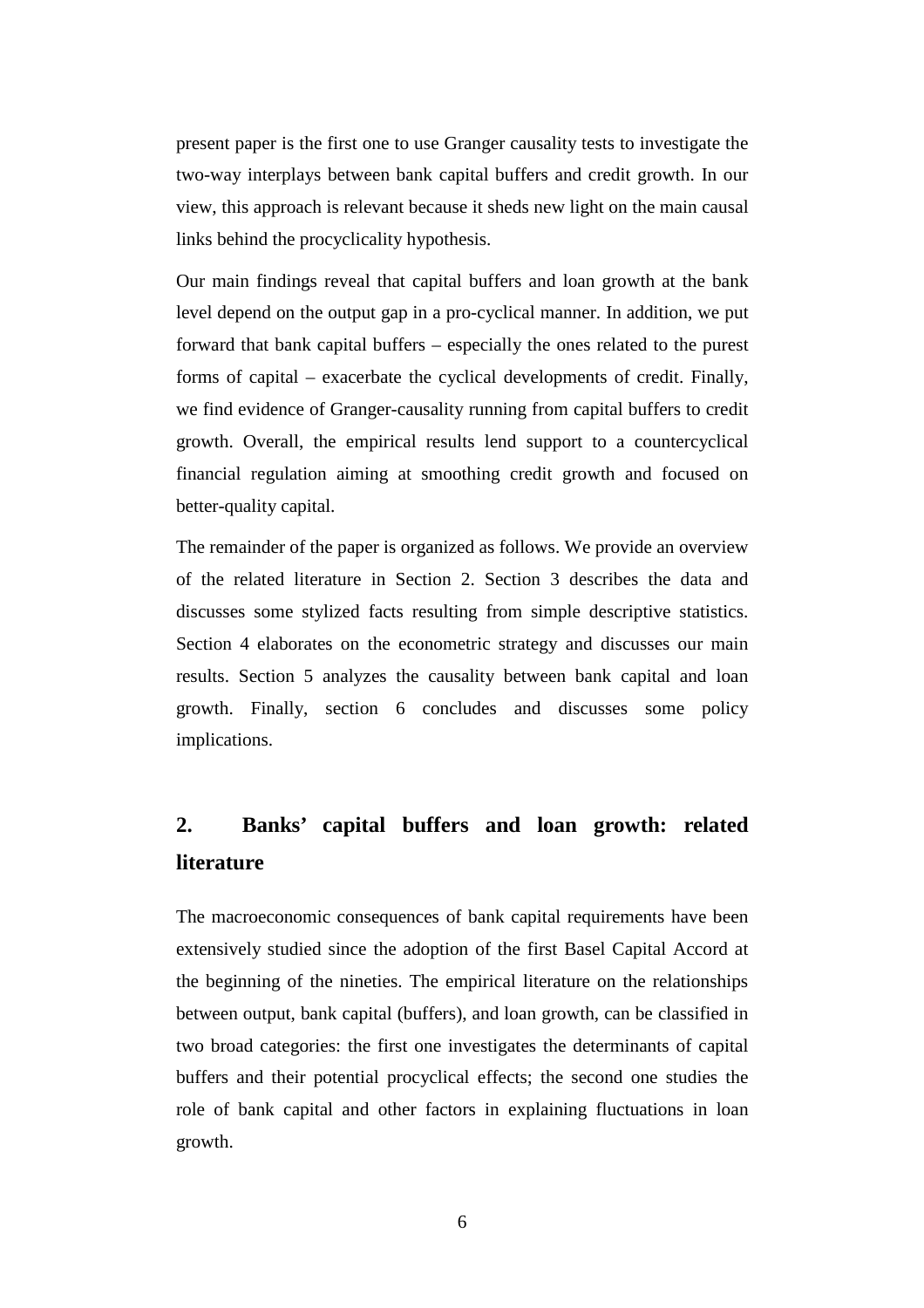present paper is the first one to use Granger causality tests to investigate the two-way interplays between bank capital buffers and credit growth. In our view, this approach is relevant because it sheds new light on the main causal links behind the procyclicality hypothesis.

Our main findings reveal that capital buffers and loan growth at the bank level depend on the output gap in a pro-cyclical manner. In addition, we put forward that bank capital buffers – especially the ones related to the purest forms of capital – exacerbate the cyclical developments of credit. Finally, we find evidence of Granger-causality running from capital buffers to credit growth. Overall, the empirical results lend support to a countercyclical financial regulation aiming at smoothing credit growth and focused on better-quality capital.

The remainder of the paper is organized as follows. We provide an overview of the related literature in Section 2. Section 3 describes the data and discusses some stylized facts resulting from simple descriptive statistics. Section 4 elaborates on the econometric strategy and discusses our main results. Section 5 analyzes the causality between bank capital and loan growth. Finally, section 6 concludes and discusses some policy implications.

## 2. Banks' capital buffers and loan growth: related literature

The macroeconomic consequences of bank capital requirements have been extensively studied since the adoption of the first Basel Capital Accord at the beginning of the nineties. The empirical literature on the relationships between output, bank capital (buffers), and loan growth, can be classified in two broad categories: the first one investigates the determinants of capital buffers and their potential procyclical effects; the second one studies the role of bank capital and other factors in explaining fluctuations in loan growth.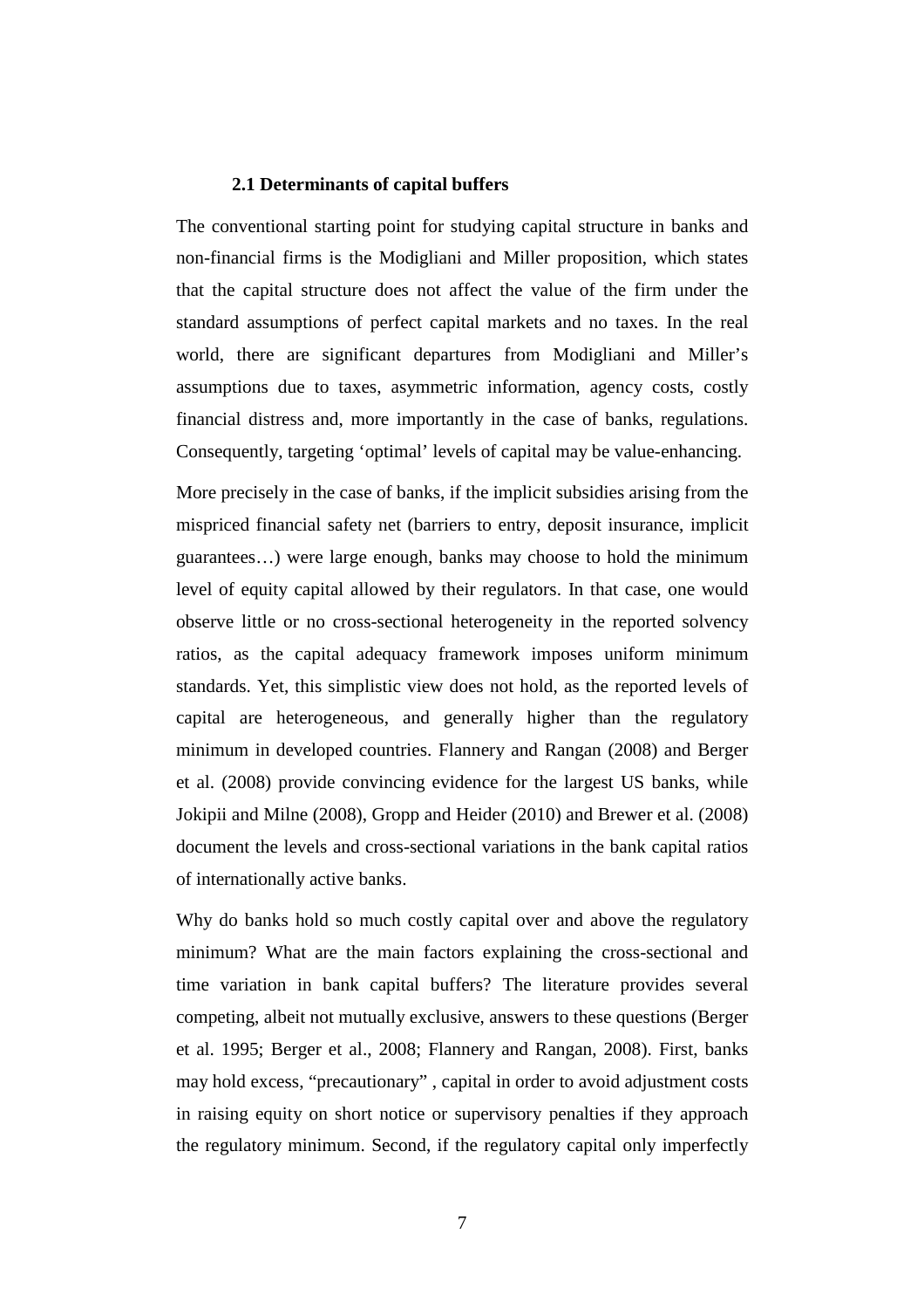## 2.1 Determinants of capital buffers

The conventional starting point for studying capital structure in banks and non-financial firms is the Modigliani and Miller proposition, which states that the capital structure does not affect the value of the firm under the standard assumptions of perfect capital markets and no taxes. In the real world, there are significant departures from Modigliani and Miller's assumptions due to taxes, asymmetric information, agency costs, costly financial distress and, more importantly in the case of banks, regulations. Consequently, targeting 'optimal' levels of capital may be value-enhancing.

More precisely in the case of banks, if the implicit subsidies arising from the mispriced financial safety net (barriers to entry, deposit insurance, implicit guarantees…) were large enough, banks may choose to hold the minimum level of equity capital allowed by their regulators. In that case, one would observe little or no cross-sectional heterogeneity in the reported solvency ratios, as the capital adequacy framework imposes uniform minimum standards. Yet, this simplistic view does not hold, as the reported levels of capital are heterogeneous, and generally higher than the regulatory minimum in developed countries. Flannery and Rangan (2008) and Berger et al. (2008) provide convincing evidence for the largest US banks, while Jokipii and Milne (2008), Gropp and Heider (2010) and Brewer et al. (2008) document the levels and cross-sectional variations in the bank capital ratios of internationally active banks.

Why do banks hold so much costly capital over and above the regulatory minimum? What are the main factors explaining the cross-sectional and time variation in bank capital buffers? The literature provides several competing, albeit not mutually exclusive, answers to these questions (Berger et al. 1995; Berger et al., 2008; Flannery and Rangan, 2008). First, banks may hold excess, "precautionary" , capital in order to avoid adjustment costs in raising equity on short notice or supervisory penalties if they approach the regulatory minimum. Second, if the regulatory capital only imperfectly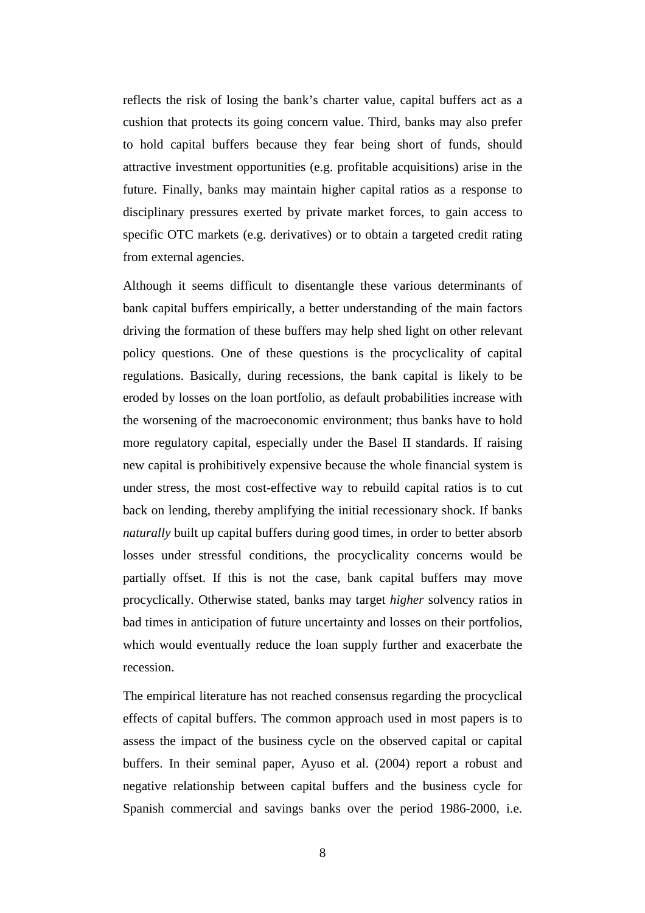reflects the risk of losing the bank's charter value, capital buffers act as a cushion that protects its going concern value. Third, banks may also prefer to hold capital buffers because they fear being short of funds, should attractive investment opportunities (e.g. profitable acquisitions) arise in the future. Finally, banks may maintain higher capital ratios as a response to disciplinary pressures exerted by private market forces, to gain access to specific OTC markets (e.g. derivatives) or to obtain a targeted credit rating from external agencies.

Although it seems difficult to disentangle these various determinants of bank capital buffers empirically, a better understanding of the main factors driving the formation of these buffers may help shed light on other relevant policy questions. One of these questions is the procyclicality of capital regulations. Basically, during recessions, the bank capital is likely to be eroded by losses on the loan portfolio, as default probabilities increase with the worsening of the macroeconomic environment; thus banks have to hold more regulatory capital, especially under the Basel II standards. If raising new capital is prohibitively expensive because the whole financial system is under stress, the most cost-effective way to rebuild capital ratios is to cut back on lending, thereby amplifying the initial recessionary shock. If banks *naturally* built up capital buffers during good times, in order to better absorb losses under stressful conditions, the procyclicality concerns would be partially offset. If this is not the case, bank capital buffers may move procyclically. Otherwise stated, banks may target *higher* solvency ratios in bad times in anticipation of future uncertainty and losses on their portfolios, which would eventually reduce the loan supply further and exacerbate the recession.

The empirical literature has not reached consensus regarding the procyclical effects of capital buffers. The common approach used in most papers is to assess the impact of the business cycle on the observed capital or capital buffers. In their seminal paper, Ayuso et al. (2004) report a robust and negative relationship between capital buffers and the business cycle for Spanish commercial and savings banks over the period 1986-2000, i.e.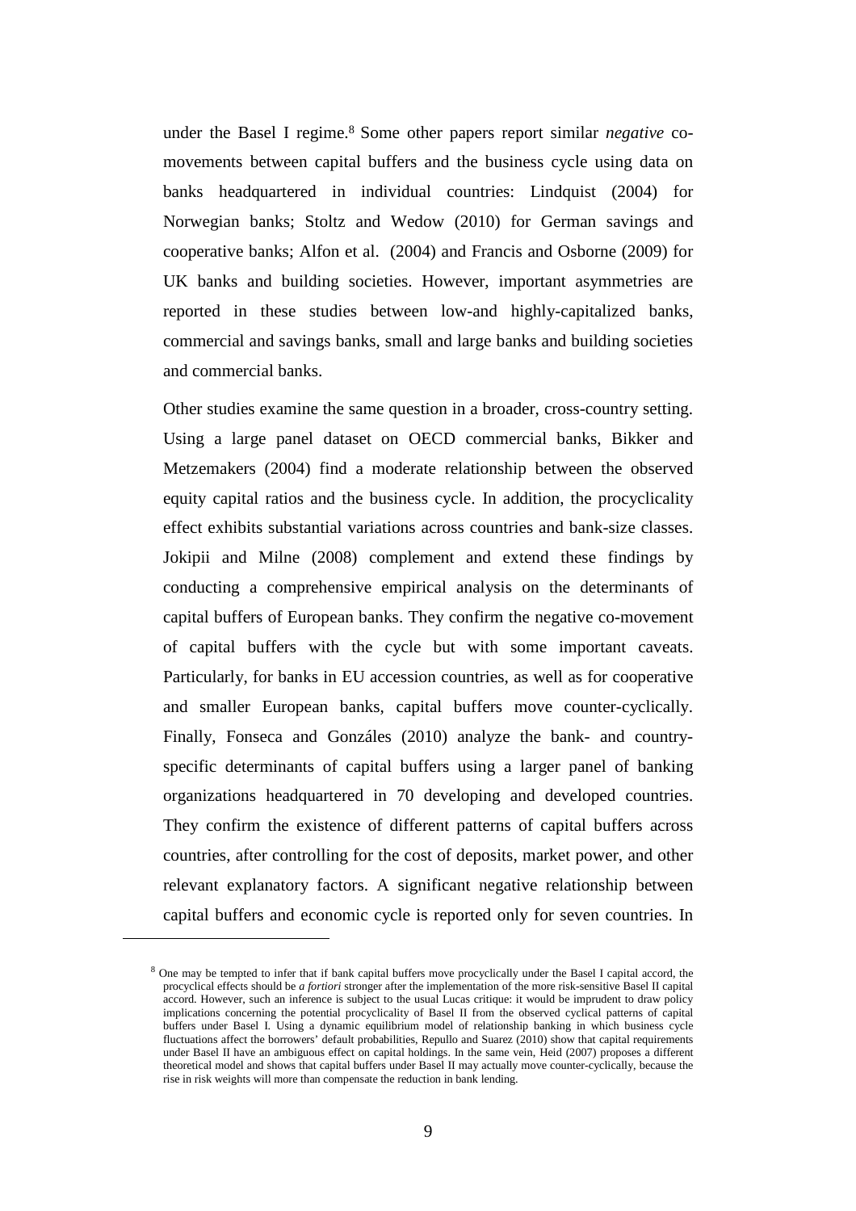under the Basel I regime.[8] Some other papers report similar *negative* co-movements between capital buffers and the business cycle using data on banks headquartered in individual countries: Lindquist (2004) for Norwegian banks; Stoltz and Wedow (2010) for German savings and cooperative banks; Alfon et al. (2004) and Francis and Osborne (2009) for UK banks and building societies. However, important asymmetries are reported in these studies between low-and highly-capitalized banks, commercial and savings banks, small and large banks and building societies and commercial banks.

Other studies examine the same question in a broader, cross-country setting. Using a large panel dataset on OECD commercial banks, Bikker and Metzemakers (2004) find a moderate relationship between the observed equity capital ratios and the business cycle. In addition, the procyclicality effect exhibits substantial variations across countries and bank-size classes. Jokipii and Milne (2008) complement and extend these findings by conducting a comprehensive empirical analysis on the determinants of capital buffers of European banks. They confirm the negative co-movement of capital buffers with the cycle but with some important caveats. Particularly, for banks in EU accession countries, as well as for cooperative and smaller European banks, capital buffers move counter-cyclically. Finally, Fonseca and Gonzáles (2010) analyze the bank- and country-specific determinants of capital buffers using a larger panel of banking organizations headquartered in 70 developing and developed countries. They confirm the existence of different patterns of capital buffers across countries, after controlling for the cost of deposits, market power, and other relevant explanatory factors. A significant negative relationship between capital buffers and economic cycle is reported only for seven countries. In

[8] One may be tempted to infer that if bank capital buffers move procyclically under the Basel I capital accord, the procyclical effects should be *a fortiori* stronger after the implementation of the more risk-sensitive Basel II capital accord. However, such an inference is subject to the usual Lucas critique: it would be imprudent to draw policy implications concerning the potential procyclicality of Basel II from the observed cyclical patterns of capital buffers under Basel I. Using a dynamic equilibrium model of relationship banking in which business cycle fluctuations affect the borrowers' default probabilities, Repullo and Suarez (2010) show that capital requirements under Basel II have an ambiguous effect on capital holdings. In the same vein, Heid (2007) proposes a different theoretical model and shows that capital buffers under Basel II may actually move counter-cyclically, because the rise in risk weights will more than compensate the reduction in bank lending.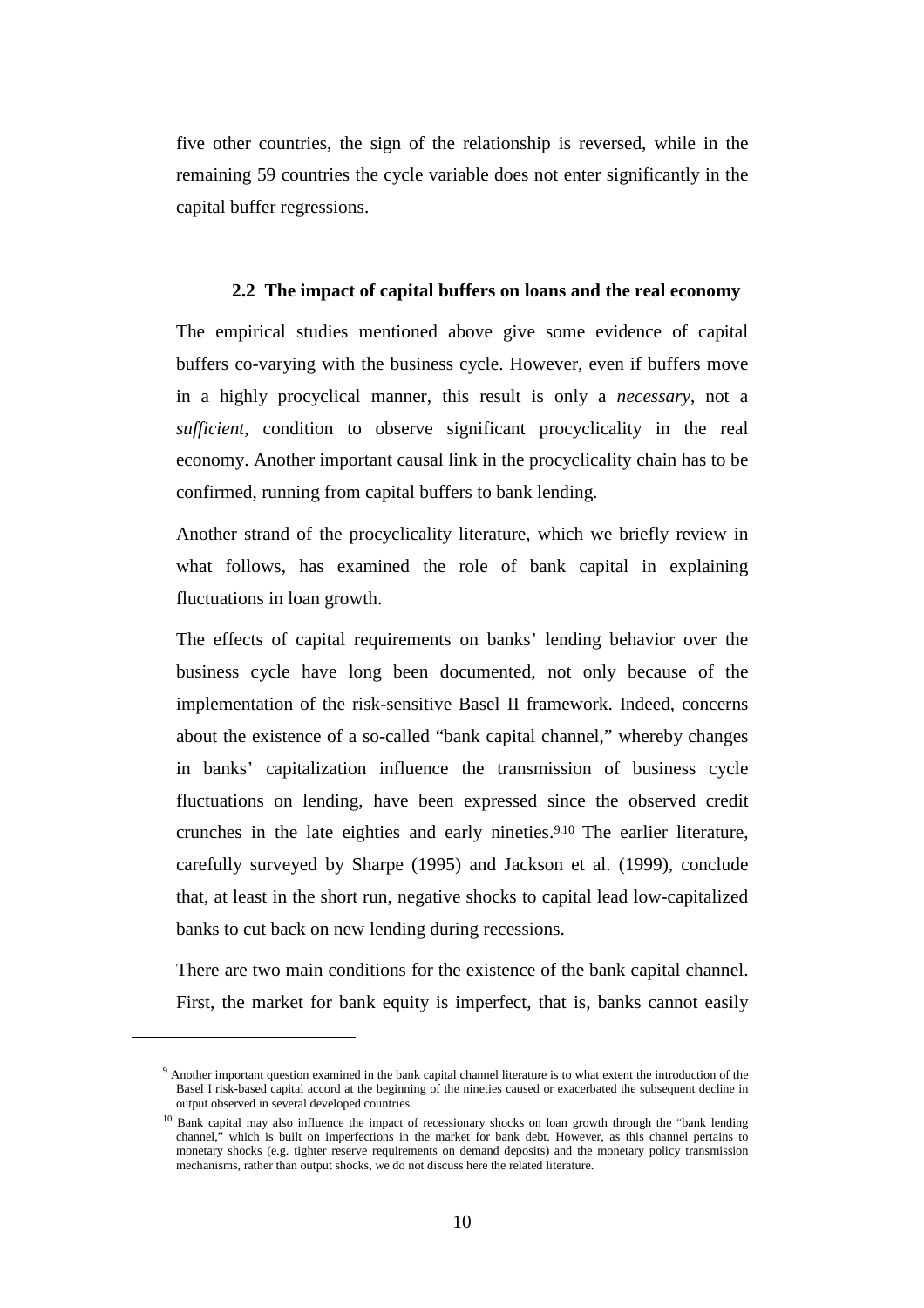five other countries, the sign of the relationship is reversed, while in the remaining 59 countries the cycle variable does not enter significantly in the capital buffer regressions.

### 2.2 The impact of capital buffers on loans and the real economy

The empirical studies mentioned above give some evidence of capital buffers co-varying with the business cycle. However, even if buffers move in a highly procyclical manner, this result is only a *necessary*, not a *sufficient*, condition to observe significant procyclicality in the real economy. Another important causal link in the procyclicality chain has to be confirmed, running from capital buffers to bank lending.

Another strand of the procyclicality literature, which we briefly review in what follows, has examined the role of bank capital in explaining fluctuations in loan growth.

The effects of capital requirements on banks' lending behavior over the business cycle have long been documented, not only because of the implementation of the risk-sensitive Basel II framework. Indeed, concerns about the existence of a so-called "bank capital channel," whereby changes in banks' capitalization influence the transmission of business cycle fluctuations on lending, have been expressed since the observed credit crunches in the late eighties and early nineties.[9,10] The earlier literature, carefully surveyed by Sharpe (1995) and Jackson et al. (1999), conclude that, at least in the short run, negative shocks to capital lead low-capitalized banks to cut back on new lending during recessions.

There are two main conditions for the existence of the bank capital channel. First, the market for bank equity is imperfect, that is, banks cannot easily

---

[9] Another important question examined in the bank capital channel literature is to what extent the introduction of the Basel I risk-based capital accord at the beginning of the nineties caused or exacerbated the subsequent decline in output observed in several developed countries.

[10] Bank capital may also influence the impact of recessionary shocks on loan growth through the "bank lending channel," which is built on imperfections in the market for bank debt. However, as this channel pertains to monetary shocks (e.g. tighter reserve requirements on demand deposits) and the monetary policy transmission mechanisms, rather than output shocks, we do not discuss here the related literature.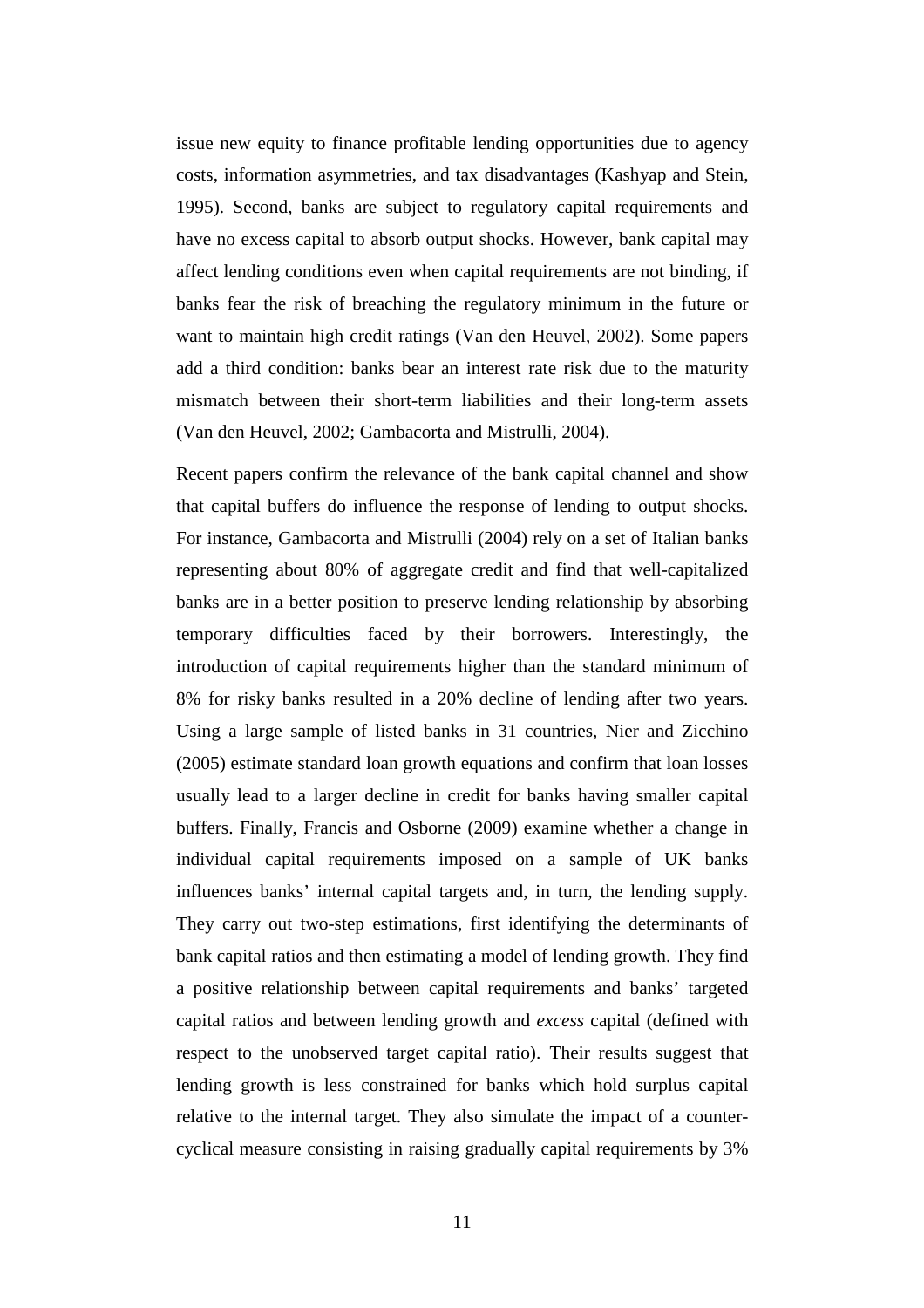issue new equity to finance profitable lending opportunities due to agency costs, information asymmetries, and tax disadvantages (Kashyap and Stein, 1995). Second, banks are subject to regulatory capital requirements and have no excess capital to absorb output shocks. However, bank capital may affect lending conditions even when capital requirements are not binding, if banks fear the risk of breaching the regulatory minimum in the future or want to maintain high credit ratings (Van den Heuvel, 2002). Some papers add a third condition: banks bear an interest rate risk due to the maturity mismatch between their short-term liabilities and their long-term assets (Van den Heuvel, 2002; Gambacorta and Mistrulli, 2004).

Recent papers confirm the relevance of the bank capital channel and show that capital buffers do influence the response of lending to output shocks. For instance, Gambacorta and Mistrulli (2004) rely on a set of Italian banks representing about 80% of aggregate credit and find that well-capitalized banks are in a better position to preserve lending relationship by absorbing temporary difficulties faced by their borrowers. Interestingly, the introduction of capital requirements higher than the standard minimum of 8% for risky banks resulted in a 20% decline of lending after two years. Using a large sample of listed banks in 31 countries, Nier and Zicchino (2005) estimate standard loan growth equations and confirm that loan losses usually lead to a larger decline in credit for banks having smaller capital buffers. Finally, Francis and Osborne (2009) examine whether a change in individual capital requirements imposed on a sample of UK banks influences banks' internal capital targets and, in turn, the lending supply. They carry out two-step estimations, first identifying the determinants of bank capital ratios and then estimating a model of lending growth. They find a positive relationship between capital requirements and banks' targeted capital ratios and between lending growth and *excess* capital (defined with respect to the unobserved target capital ratio). Their results suggest that lending growth is less constrained for banks which hold surplus capital relative to the internal target. They also simulate the impact of a counter-cyclical measure consisting in raising gradually capital requirements by 3%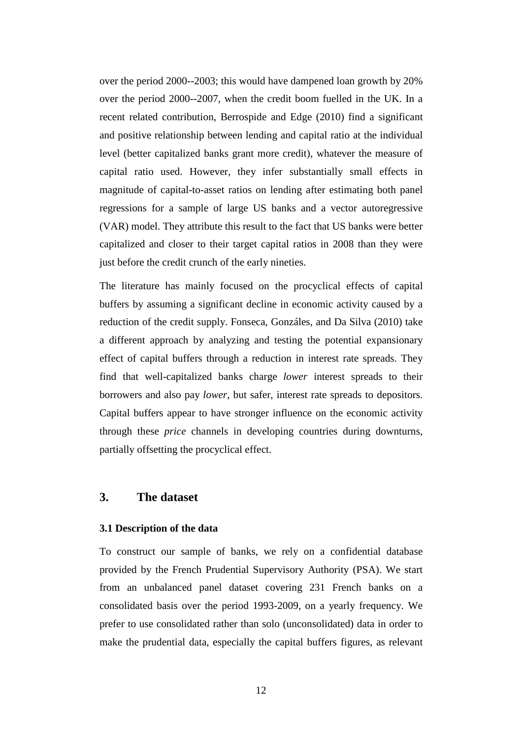over the period 2000--2003; this would have dampened loan growth by 20% over the period 2000--2007, when the credit boom fuelled in the UK. In a recent related contribution, Berrospide and Edge (2010) find a significant and positive relationship between lending and capital ratio at the individual level (better capitalized banks grant more credit), whatever the measure of capital ratio used. However, they infer substantially small effects in magnitude of capital-to-asset ratios on lending after estimating both panel regressions for a sample of large US banks and a vector autoregressive (VAR) model. They attribute this result to the fact that US banks were better capitalized and closer to their target capital ratios in 2008 than they were just before the credit crunch of the early nineties.

The literature has mainly focused on the procyclical effects of capital buffers by assuming a significant decline in economic activity caused by a reduction of the credit supply. Fonseca, Gonzáles, and Da Silva (2010) take a different approach by analyzing and testing the potential expansionary effect of capital buffers through a reduction in interest rate spreads. They find that well-capitalized banks charge *lower* interest spreads to their borrowers and also pay *lower*, but safer, interest rate spreads to depositors. Capital buffers appear to have stronger influence on the economic activity through these *price* channels in developing countries during downturns, partially offsetting the procyclical effect.

## 3. The dataset

### 3.1 Description of the data

To construct our sample of banks, we rely on a confidential database provided by the French Prudential Supervisory Authority (PSA). We start from an unbalanced panel dataset covering 231 French banks on a consolidated basis over the period 1993-2009, on a yearly frequency. We prefer to use consolidated rather than solo (unconsolidated) data in order to make the prudential data, especially the capital buffers figures, as relevant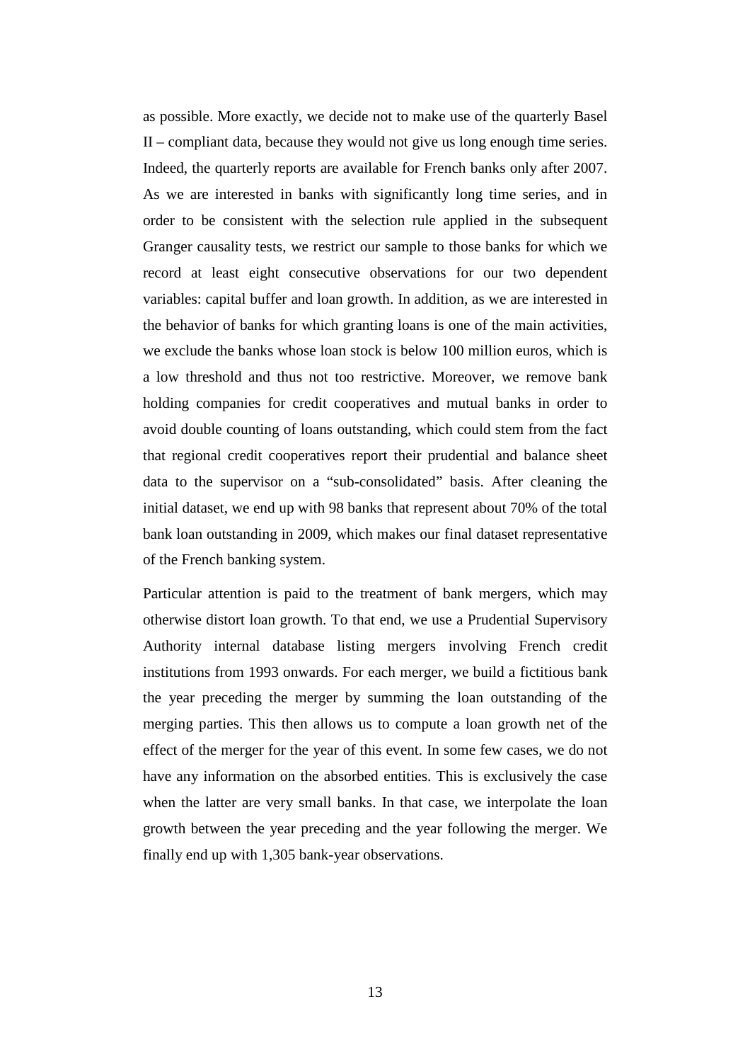as possible. More exactly, we decide not to make use of the quarterly Basel II – compliant data, because they would not give us long enough time series. Indeed, the quarterly reports are available for French banks only after 2007. As we are interested in banks with significantly long time series, and in order to be consistent with the selection rule applied in the subsequent Granger causality tests, we restrict our sample to those banks for which we record at least eight consecutive observations for our two dependent variables: capital buffer and loan growth. In addition, as we are interested in the behavior of banks for which granting loans is one of the main activities, we exclude the banks whose loan stock is below 100 million euros, which is a low threshold and thus not too restrictive. Moreover, we remove bank holding companies for credit cooperatives and mutual banks in order to avoid double counting of loans outstanding, which could stem from the fact that regional credit cooperatives report their prudential and balance sheet data to the supervisor on a "sub-consolidated" basis. After cleaning the initial dataset, we end up with 98 banks that represent about 70% of the total bank loan outstanding in 2009, which makes our final dataset representative of the French banking system.

Particular attention is paid to the treatment of bank mergers, which may otherwise distort loan growth. To that end, we use a Prudential Supervisory Authority internal database listing mergers involving French credit institutions from 1993 onwards. For each merger, we build a fictitious bank the year preceding the merger by summing the loan outstanding of the merging parties. This then allows us to compute a loan growth net of the effect of the merger for the year of this event. In some few cases, we do not have any information on the absorbed entities. This is exclusively the case when the latter are very small banks. In that case, we interpolate the loan growth between the year preceding and the year following the merger. We finally end up with 1,305 bank-year observations.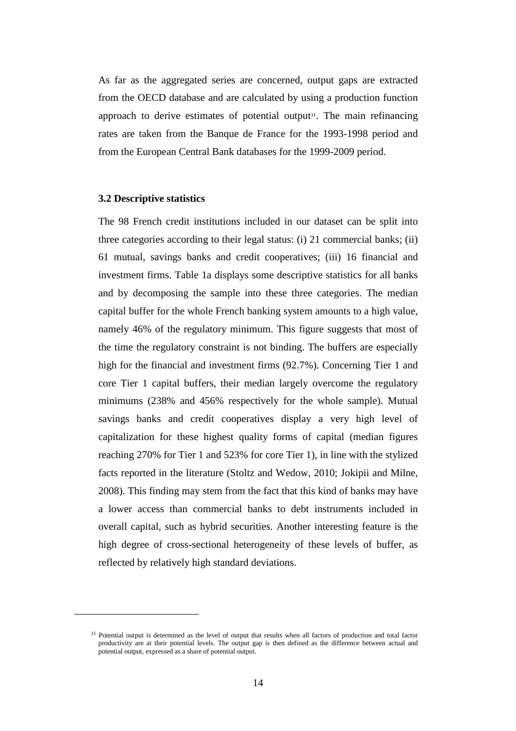As far as the aggregated series are concerned, output gaps are extracted from the OECD database and are calculated by using a production function approach to derive estimates of potential output[11]. The main refinancing rates are taken from the Banque de France for the 1993-1998 period and from the European Central Bank databases for the 1999-2009 period.

### 3.2 Descriptive statistics

The 98 French credit institutions included in our dataset can be split into three categories according to their legal status: (i) 21 commercial banks; (ii) 61 mutual, savings banks and credit cooperatives; (iii) 16 financial and investment firms. Table 1a displays some descriptive statistics for all banks and by decomposing the sample into these three categories. The median capital buffer for the whole French banking system amounts to a high value, namely 46% of the regulatory minimum. This figure suggests that most of the time the regulatory constraint is not binding. The buffers are especially high for the financial and investment firms (92.7%). Concerning Tier 1 and core Tier 1 capital buffers, their median largely overcome the regulatory minimums (238% and 456% respectively for the whole sample). Mutual savings banks and credit cooperatives display a very high level of capitalization for these highest quality forms of capital (median figures reaching 270% for Tier 1 and 523% for core Tier 1), in line with the stylized facts reported in the literature (Stoltz and Wedow, 2010; Jokipii and Milne, 2008). This finding may stem from the fact that this kind of banks may have a lower access than commercial banks to debt instruments included in overall capital, such as hybrid securities. Another interesting feature is the high degree of cross-sectional heterogeneity of these levels of buffer, as reflected by relatively high standard deviations.

[11] Potential output is determined as the level of output that results when all factors of production and total factor productivity are at their potential levels. The output gap is then defined as the difference between actual and potential output, expressed as a share of potential output.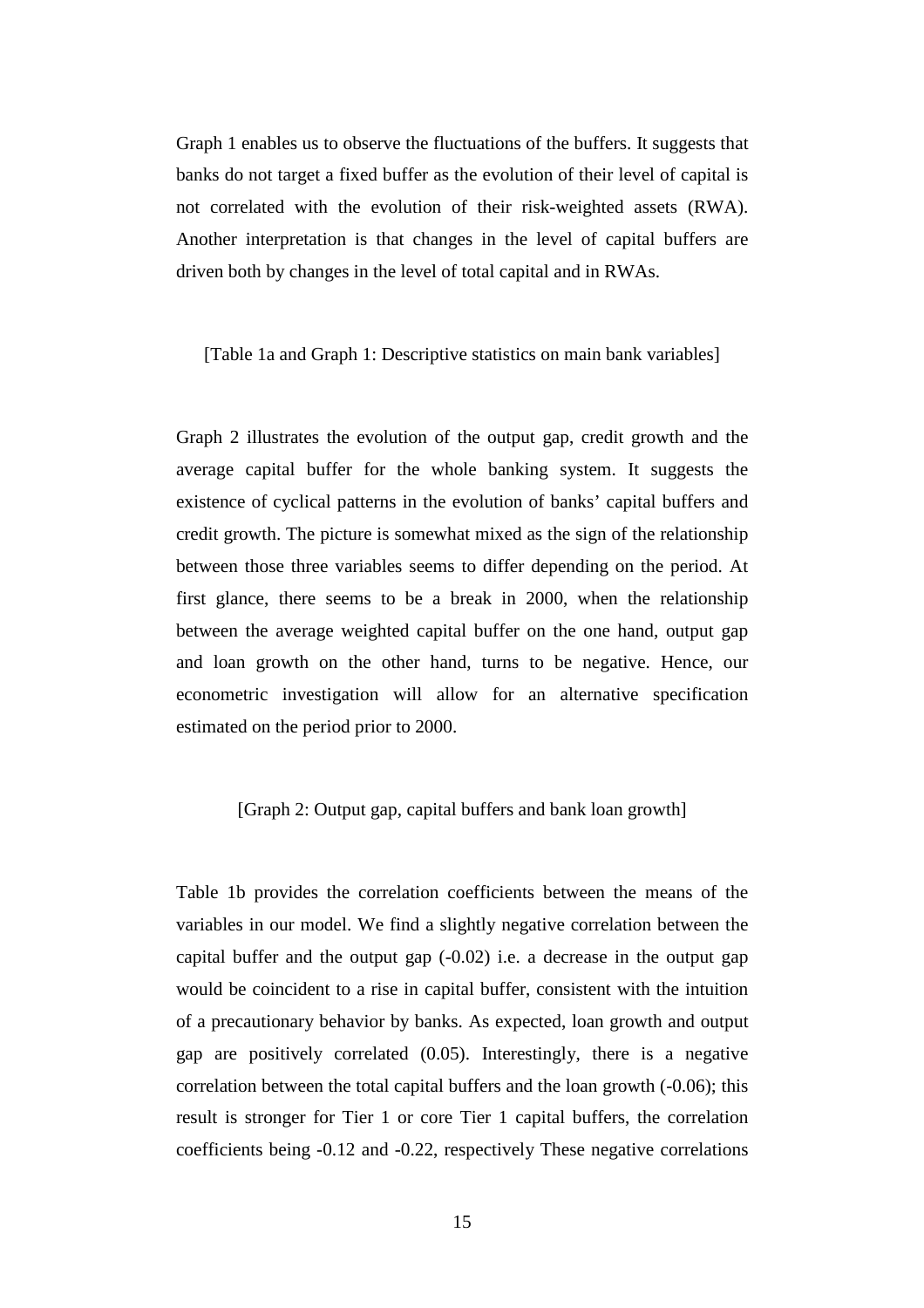Graph 1 enables us to observe the fluctuations of the buffers. It suggests that banks do not target a fixed buffer as the evolution of their level of capital is not correlated with the evolution of their risk-weighted assets (RWA). Another interpretation is that changes in the level of capital buffers are driven both by changes in the level of total capital and in RWAs.

[Table 1a and Graph 1: Descriptive statistics on main bank variables]

Graph 2 illustrates the evolution of the output gap, credit growth and the average capital buffer for the whole banking system. It suggests the existence of cyclical patterns in the evolution of banks' capital buffers and credit growth. The picture is somewhat mixed as the sign of the relationship between those three variables seems to differ depending on the period. At first glance, there seems to be a break in 2000, when the relationship between the average weighted capital buffer on the one hand, output gap and loan growth on the other hand, turns to be negative. Hence, our econometric investigation will allow for an alternative specification estimated on the period prior to 2000.

[Graph 2: Output gap, capital buffers and bank loan growth]

Table 1b provides the correlation coefficients between the means of the variables in our model. We find a slightly negative correlation between the capital buffer and the output gap (-0.02) i.e. a decrease in the output gap would be coincident to a rise in capital buffer, consistent with the intuition of a precautionary behavior by banks. As expected, loan growth and output gap are positively correlated (0.05). Interestingly, there is a negative correlation between the total capital buffers and the loan growth (-0.06); this result is stronger for Tier 1 or core Tier 1 capital buffers, the correlation coefficients being -0.12 and -0.22, respectively These negative correlations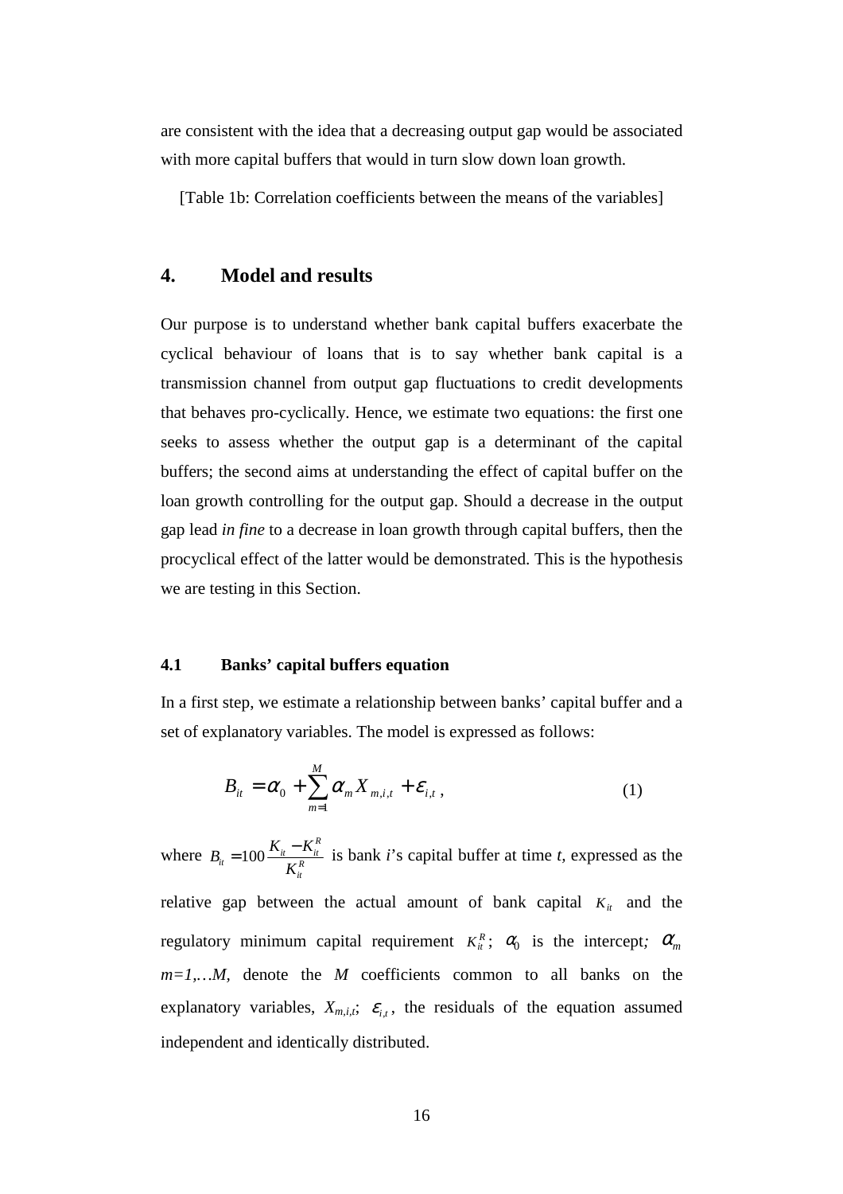are consistent with the idea that a decreasing output gap would be associated with more capital buffers that would in turn slow down loan growth.

[Table 1b: Correlation coefficients between the means of the variables]

## 4. Model and results

Our purpose is to understand whether bank capital buffers exacerbate the cyclical behaviour of loans that is to say whether bank capital is a transmission channel from output gap fluctuations to credit developments that behaves pro-cyclically. Hence, we estimate two equations: the first one seeks to assess whether the output gap is a determinant of the capital buffers; the second aims at understanding the effect of capital buffer on the loan growth controlling for the output gap. Should a decrease in the output gap lead *in fine* to a decrease in loan growth through capital buffers, then the procyclical effect of the latter would be demonstrated. This is the hypothesis we are testing in this Section.

### 4.1 Banks' capital buffers equation

In a first step, we estimate a relationship between banks' capital buffer and a set of explanatory variables. The model is expressed as follows:

$$B_{it} = \alpha_0 + \sum_{m=1}^{M} \alpha_m X_{m,i,t} + \varepsilon_{i,t} \, , \qquad (1)$$

where $B_{it} = 100 \frac{K_{it} - K_{it}^R}{K_{it}^R}$ is bank *i*'s capital buffer at time *t*, expressed as the relative gap between the actual amount of bank capital $K_{it}$ and the regulatory minimum capital requirement $K_{it}^R$; $\alpha_0$ is the intercept; $\alpha_m$ $m=1,\ldots M$, denote the $M$ coefficients common to all banks on the explanatory variables, $X_{m,i,t}$; $\varepsilon_{i,t}$, the residuals of the equation assumed independent and identically distributed.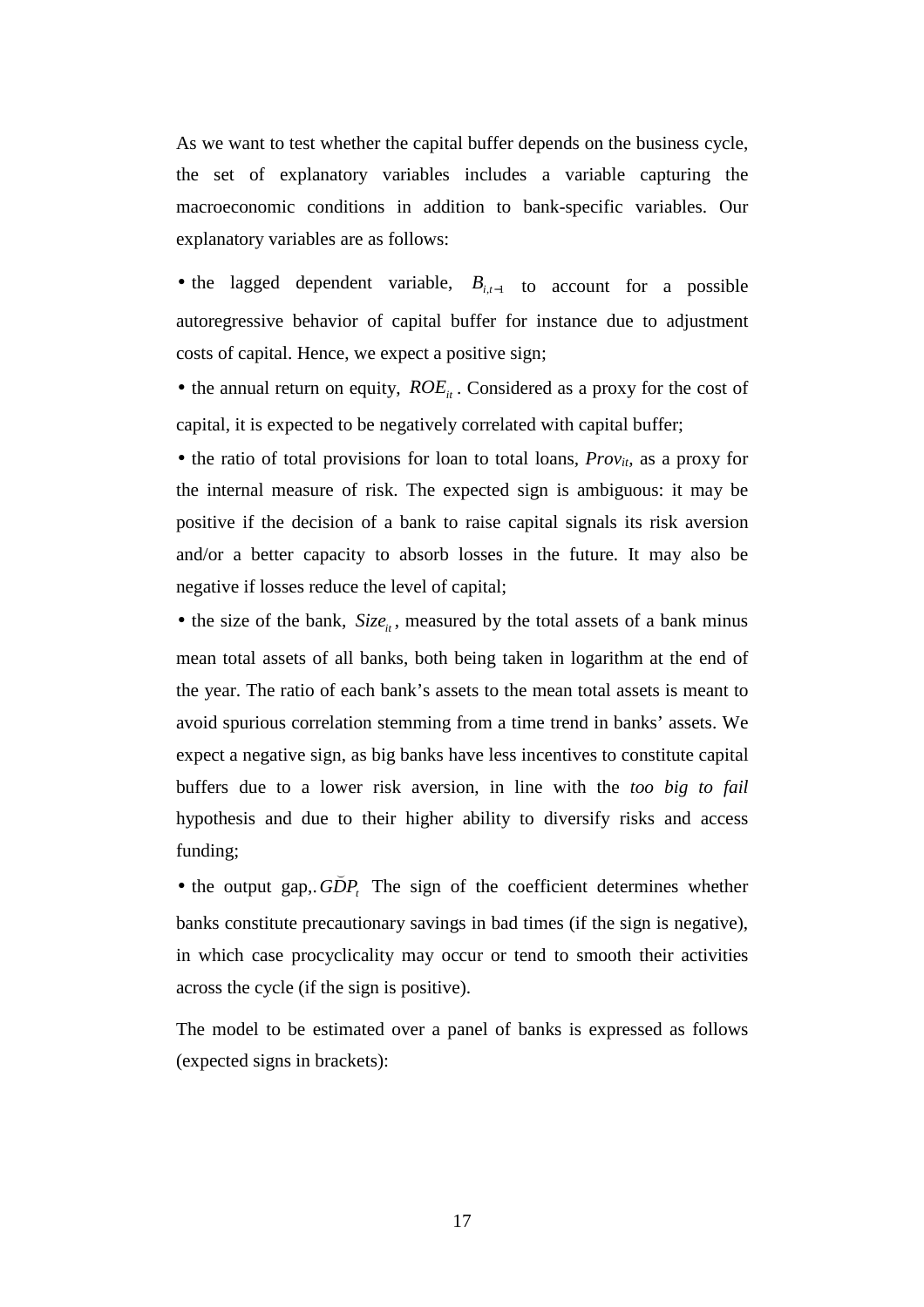As we want to test whether the capital buffer depends on the business cycle, the set of explanatory variables includes a variable capturing the macroeconomic conditions in addition to bank-specific variables. Our explanatory variables are as follows:

- the lagged dependent variable, $B_{i,t-1}$ to account for a possible autoregressive behavior of capital buffer for instance due to adjustment costs of capital. Hence, we expect a positive sign;
- the annual return on equity, $ROE_{it}$. Considered as a proxy for the cost of capital, it is expected to be negatively correlated with capital buffer;
- the ratio of total provisions for loan to total loans, $Prov_{it}$, as a proxy for the internal measure of risk. The expected sign is ambiguous: it may be positive if the decision of a bank to raise capital signals its risk aversion and/or a better capacity to absorb losses in the future. It may also be negative if losses reduce the level of capital;
- the size of the bank, $Size_{it}$, measured by the total assets of a bank minus mean total assets of all banks, both being taken in logarithm at the end of the year. The ratio of each bank's assets to the mean total assets is meant to avoid spurious correlation stemming from a time trend in banks' assets. We expect a negative sign, as big banks have less incentives to constitute capital buffers due to a lower risk aversion, in line with the *too big to fail* hypothesis and due to their higher ability to diversify risks and access funding;
- the output gap,. $\breve{GDP}_t$ The sign of the coefficient determines whether banks constitute precautionary savings in bad times (if the sign is negative), in which case procyclicality may occur or tend to smooth their activities across the cycle (if the sign is positive).

The model to be estimated over a panel of banks is expressed as follows (expected signs in brackets):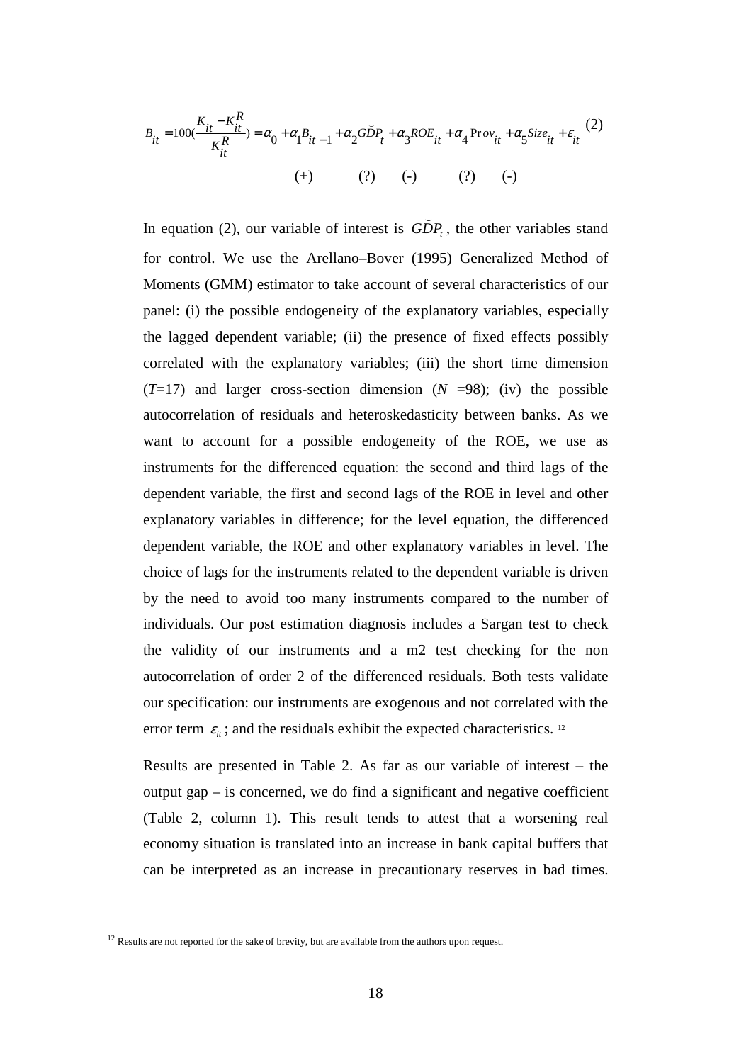$$B_{it} = 100\left(\frac{K_{it} - K_{it}^{R}}{K_{it}^{R}}\right) = \alpha_0 + \alpha_1 B_{it-1} + \alpha_2 \breve{GDP}_t + \alpha_3 ROE_{it} + \alpha_4 \mathrm{Prov}_{it} + \alpha_5 Size_{it} + \varepsilon_{it} \quad (2)$$

$$\qquad\qquad\qquad (+) \qquad (?) \qquad (-) \qquad (?) \qquad (-)$$

In equation (2), our variable of interest is $\breve{GDP}_t$, the other variables stand for control. We use the Arellano–Bover (1995) Generalized Method of Moments (GMM) estimator to take account of several characteristics of our panel: (i) the possible endogeneity of the explanatory variables, especially the lagged dependent variable; (ii) the presence of fixed effects possibly correlated with the explanatory variables; (iii) the short time dimension ($T$=17) and larger cross-section dimension ($N$ =98); (iv) the possible autocorrelation of residuals and heteroskedasticity between banks. As we want to account for a possible endogeneity of the ROE, we use as instruments for the differenced equation: the second and third lags of the dependent variable, the first and second lags of the ROE in level and other explanatory variables in difference; for the level equation, the differenced dependent variable, the ROE and other explanatory variables in level. The choice of lags for the instruments related to the dependent variable is driven by the need to avoid too many instruments compared to the number of individuals. Our post estimation diagnosis includes a Sargan test to check the validity of our instruments and a m2 test checking for the non autocorrelation of order 2 of the differenced residuals. Both tests validate our specification: our instruments are exogenous and not correlated with the error term $\varepsilon_{it}$; and the residuals exhibit the expected characteristics. [12]

Results are presented in Table 2. As far as our variable of interest – the output gap – is concerned, we do find a significant and negative coefficient (Table 2, column 1). This result tends to attest that a worsening real economy situation is translated into an increase in bank capital buffers that can be interpreted as an increase in precautionary reserves in bad times.

[12] Results are not reported for the sake of brevity, but are available from the authors upon request.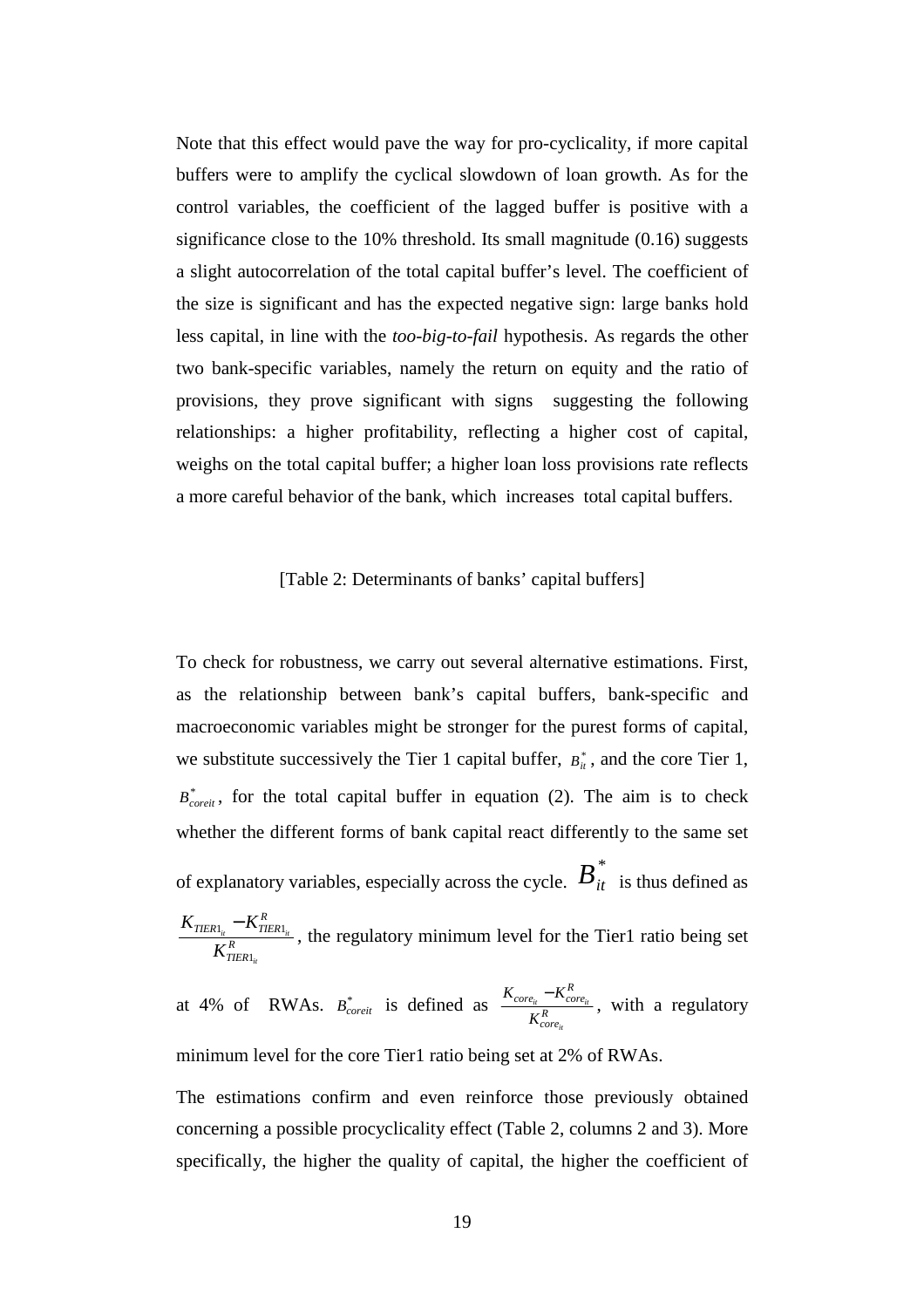Note that this effect would pave the way for pro-cyclicality, if more capital buffers were to amplify the cyclical slowdown of loan growth. As for the control variables, the coefficient of the lagged buffer is positive with a significance close to the 10% threshold. Its small magnitude (0.16) suggests a slight autocorrelation of the total capital buffer's level. The coefficient of the size is significant and has the expected negative sign: large banks hold less capital, in line with the *too-big-to-fail* hypothesis. As regards the other two bank-specific variables, namely the return on equity and the ratio of provisions, they prove significant with signs suggesting the following relationships: a higher profitability, reflecting a higher cost of capital, weighs on the total capital buffer; a higher loan loss provisions rate reflects a more careful behavior of the bank, which increases total capital buffers.

[Table 2: Determinants of banks' capital buffers]

To check for robustness, we carry out several alternative estimations. First, as the relationship between bank's capital buffers, bank-specific and macroeconomic variables might be stronger for the purest forms of capital, we substitute successively the Tier 1 capital buffer, $B_{it}^{*}$, and the core Tier 1, $B_{coreit}^{*}$, for the total capital buffer in equation (2). The aim is to check whether the different forms of bank capital react differently to the same set of explanatory variables, especially across the cycle. $B_{it}^{*}$ is thus defined as $\frac{K_{TIER1_{it}} - K_{TIER1_{it}}^{R}}{K_{TIER1_{it}}^{R}}$, the regulatory minimum level for the Tier1 ratio being set at 4% of RWAs. $B_{coreit}^{*}$ is defined as $\frac{K_{core_{it}} - K_{core_{it}}^{R}}{K_{core_{it}}^{R}}$, with a regulatory minimum level for the core Tier1 ratio being set at 2% of RWAs.

The estimations confirm and even reinforce those previously obtained concerning a possible procyclicality effect (Table 2, columns 2 and 3). More specifically, the higher the quality of capital, the higher the coefficient of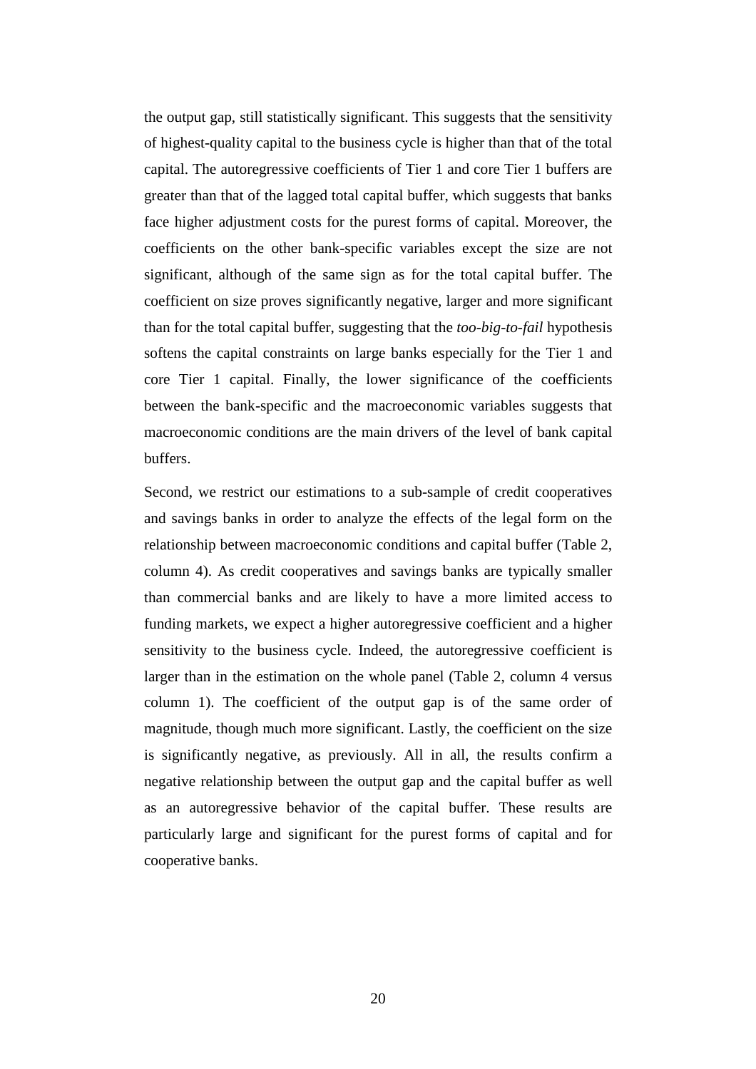the output gap, still statistically significant. This suggests that the sensitivity of highest-quality capital to the business cycle is higher than that of the total capital. The autoregressive coefficients of Tier 1 and core Tier 1 buffers are greater than that of the lagged total capital buffer, which suggests that banks face higher adjustment costs for the purest forms of capital. Moreover, the coefficients on the other bank-specific variables except the size are not significant, although of the same sign as for the total capital buffer. The coefficient on size proves significantly negative, larger and more significant than for the total capital buffer, suggesting that the *too-big-to-fail* hypothesis softens the capital constraints on large banks especially for the Tier 1 and core Tier 1 capital. Finally, the lower significance of the coefficients between the bank-specific and the macroeconomic variables suggests that macroeconomic conditions are the main drivers of the level of bank capital buffers.

Second, we restrict our estimations to a sub-sample of credit cooperatives and savings banks in order to analyze the effects of the legal form on the relationship between macroeconomic conditions and capital buffer (Table 2, column 4). As credit cooperatives and savings banks are typically smaller than commercial banks and are likely to have a more limited access to funding markets, we expect a higher autoregressive coefficient and a higher sensitivity to the business cycle. Indeed, the autoregressive coefficient is larger than in the estimation on the whole panel (Table 2, column 4 versus column 1). The coefficient of the output gap is of the same order of magnitude, though much more significant. Lastly, the coefficient on the size is significantly negative, as previously. All in all, the results confirm a negative relationship between the output gap and the capital buffer as well as an autoregressive behavior of the capital buffer. These results are particularly large and significant for the purest forms of capital and for cooperative banks.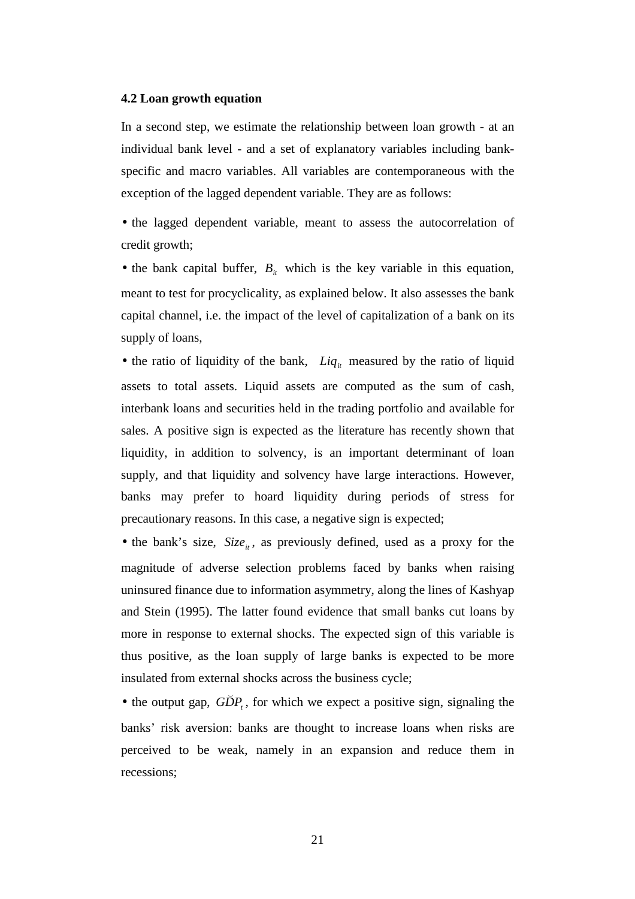### 4.2 Loan growth equation

In a second step, we estimate the relationship between loan growth - at an individual bank level - and a set of explanatory variables including bank-specific and macro variables. All variables are contemporaneous with the exception of the lagged dependent variable. They are as follows:

- the lagged dependent variable, meant to assess the autocorrelation of credit growth;
- the bank capital buffer, $B_{it}$ which is the key variable in this equation, meant to test for procyclicality, as explained below. It also assesses the bank capital channel, i.e. the impact of the level of capitalization of a bank on its supply of loans,
- the ratio of liquidity of the bank, $Liq_{it}$ measured by the ratio of liquid assets to total assets. Liquid assets are computed as the sum of cash, interbank loans and securities held in the trading portfolio and available for sales. A positive sign is expected as the literature has recently shown that liquidity, in addition to solvency, is an important determinant of loan supply, and that liquidity and solvency have large interactions. However, banks may prefer to hoard liquidity during periods of stress for precautionary reasons. In this case, a negative sign is expected;
- the bank's size, $Size_{it}$, as previously defined, used as a proxy for the magnitude of adverse selection problems faced by banks when raising uninsured finance due to information asymmetry, along the lines of Kashyap and Stein (1995). The latter found evidence that small banks cut loans by more in response to external shocks. The expected sign of this variable is thus positive, as the loan supply of large banks is expected to be more insulated from external shocks across the business cycle;
- the output gap, $\breve{GDP}_t$, for which we expect a positive sign, signaling the banks' risk aversion: banks are thought to increase loans when risks are perceived to be weak, namely in an expansion and reduce them in recessions;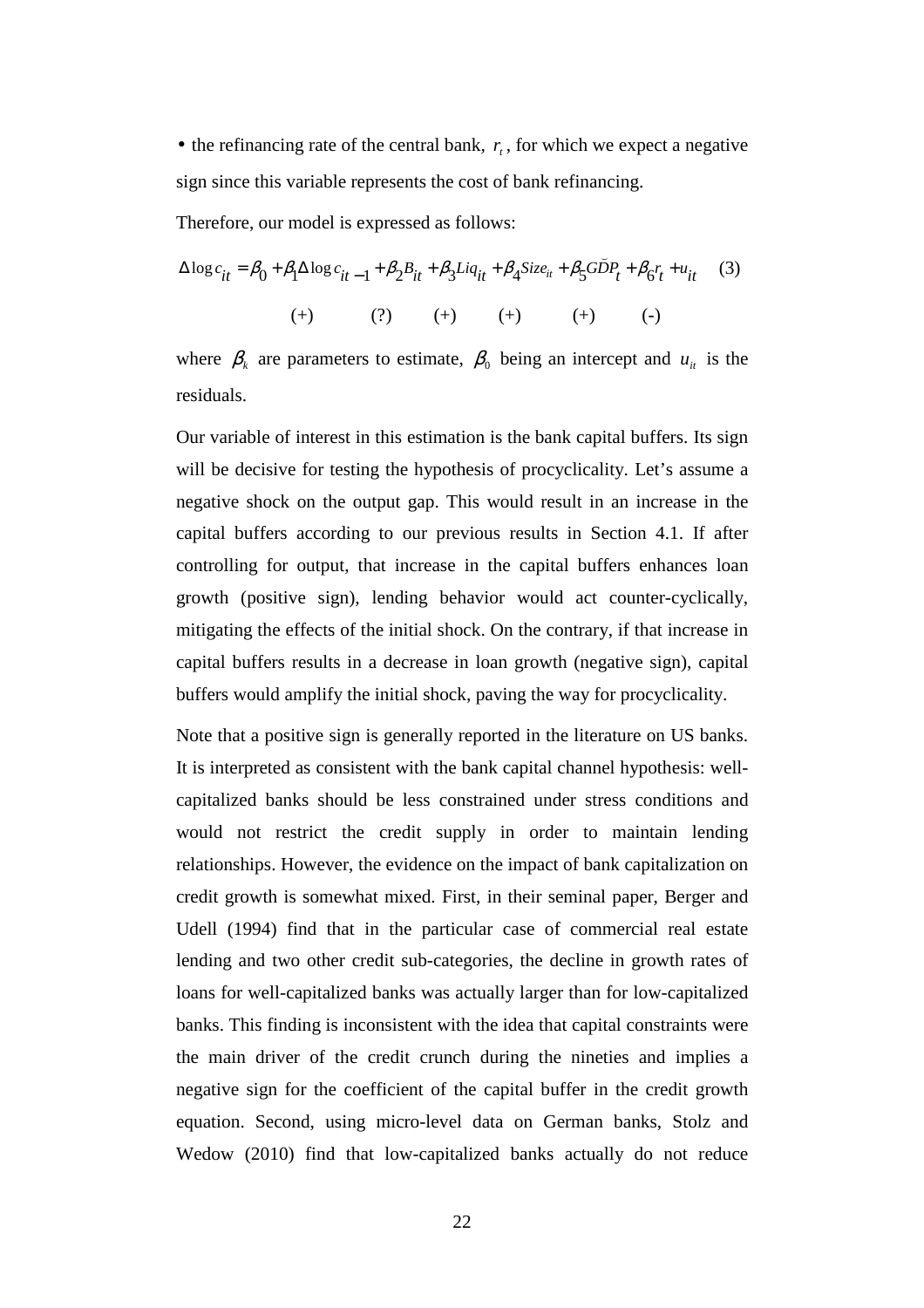• the refinancing rate of the central bank, $r_t$, for which we expect a negative sign since this variable represents the cost of bank refinancing.

Therefore, our model is expressed as follows:

$$\Delta \log c_{it} = \beta_0 + \beta_1 \Delta \log c_{it-1} + \beta_2 B_{it} + \beta_3 Liq_{it} + \beta_4 Size_{it} + \beta_5 G\tilde{D}P_t + \beta_6 r_t + u_{it} \quad (3)$$

$$(+) \qquad (?) \qquad (+) \qquad (+) \qquad (+) \qquad (-)$$

where $\beta_k$ are parameters to estimate, $\beta_0$ being an intercept and $u_{it}$ is the residuals.

Our variable of interest in this estimation is the bank capital buffers. Its sign will be decisive for testing the hypothesis of procyclicality. Let's assume a negative shock on the output gap. This would result in an increase in the capital buffers according to our previous results in Section 4.1. If after controlling for output, that increase in the capital buffers enhances loan growth (positive sign), lending behavior would act counter-cyclically, mitigating the effects of the initial shock. On the contrary, if that increase in capital buffers results in a decrease in loan growth (negative sign), capital buffers would amplify the initial shock, paving the way for procyclicality.

Note that a positive sign is generally reported in the literature on US banks. It is interpreted as consistent with the bank capital channel hypothesis: well-capitalized banks should be less constrained under stress conditions and would not restrict the credit supply in order to maintain lending relationships. However, the evidence on the impact of bank capitalization on credit growth is somewhat mixed. First, in their seminal paper, Berger and Udell (1994) find that in the particular case of commercial real estate lending and two other credit sub-categories, the decline in growth rates of loans for well-capitalized banks was actually larger than for low-capitalized banks. This finding is inconsistent with the idea that capital constraints were the main driver of the credit crunch during the nineties and implies a negative sign for the coefficient of the capital buffer in the credit growth equation. Second, using micro-level data on German banks, Stolz and Wedow (2010) find that low-capitalized banks actually do not reduce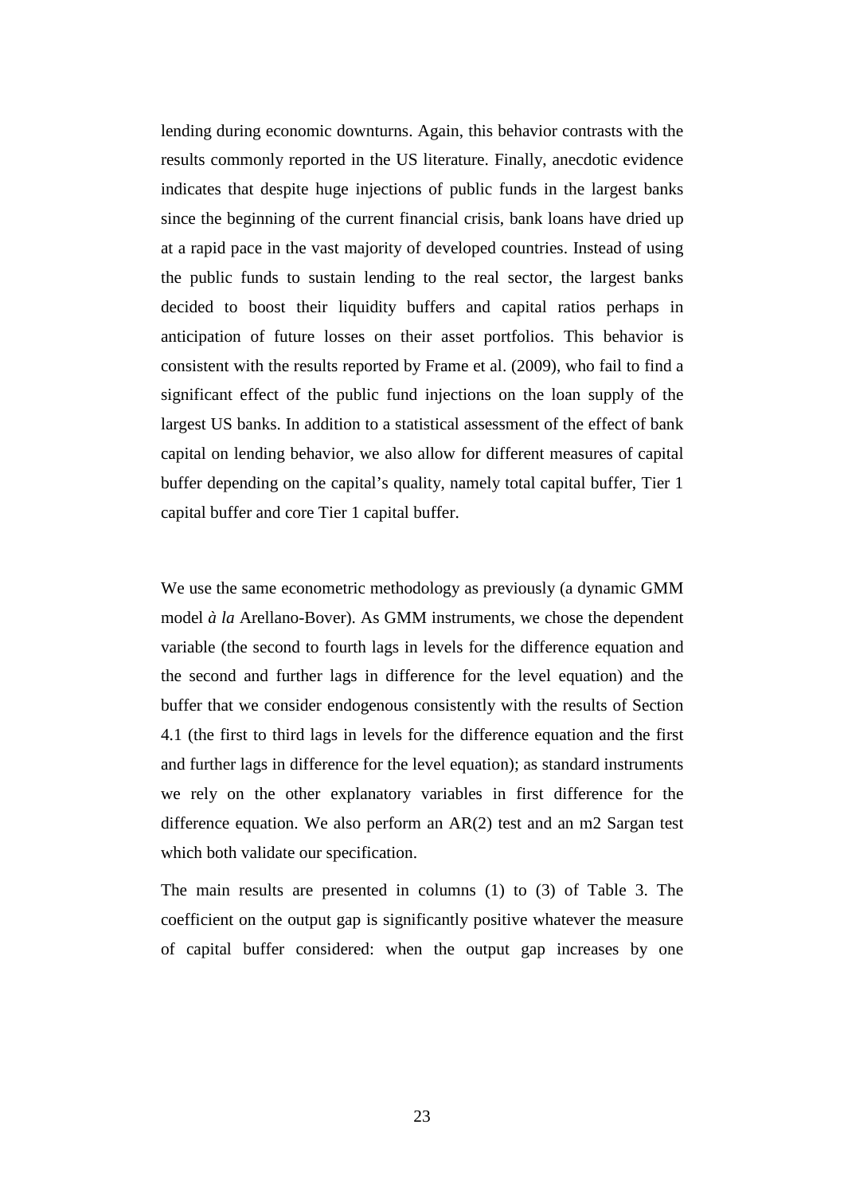lending during economic downturns. Again, this behavior contrasts with the results commonly reported in the US literature. Finally, anecdotic evidence indicates that despite huge injections of public funds in the largest banks since the beginning of the current financial crisis, bank loans have dried up at a rapid pace in the vast majority of developed countries. Instead of using the public funds to sustain lending to the real sector, the largest banks decided to boost their liquidity buffers and capital ratios perhaps in anticipation of future losses on their asset portfolios. This behavior is consistent with the results reported by Frame et al. (2009), who fail to find a significant effect of the public fund injections on the loan supply of the largest US banks. In addition to a statistical assessment of the effect of bank capital on lending behavior, we also allow for different measures of capital buffer depending on the capital's quality, namely total capital buffer, Tier 1 capital buffer and core Tier 1 capital buffer.

We use the same econometric methodology as previously (a dynamic GMM model *à la* Arellano-Bover). As GMM instruments, we chose the dependent variable (the second to fourth lags in levels for the difference equation and the second and further lags in difference for the level equation) and the buffer that we consider endogenous consistently with the results of Section 4.1 (the first to third lags in levels for the difference equation and the first and further lags in difference for the level equation); as standard instruments we rely on the other explanatory variables in first difference for the difference equation. We also perform an AR(2) test and an m2 Sargan test which both validate our specification.

The main results are presented in columns (1) to (3) of Table 3. The coefficient on the output gap is significantly positive whatever the measure of capital buffer considered: when the output gap increases by one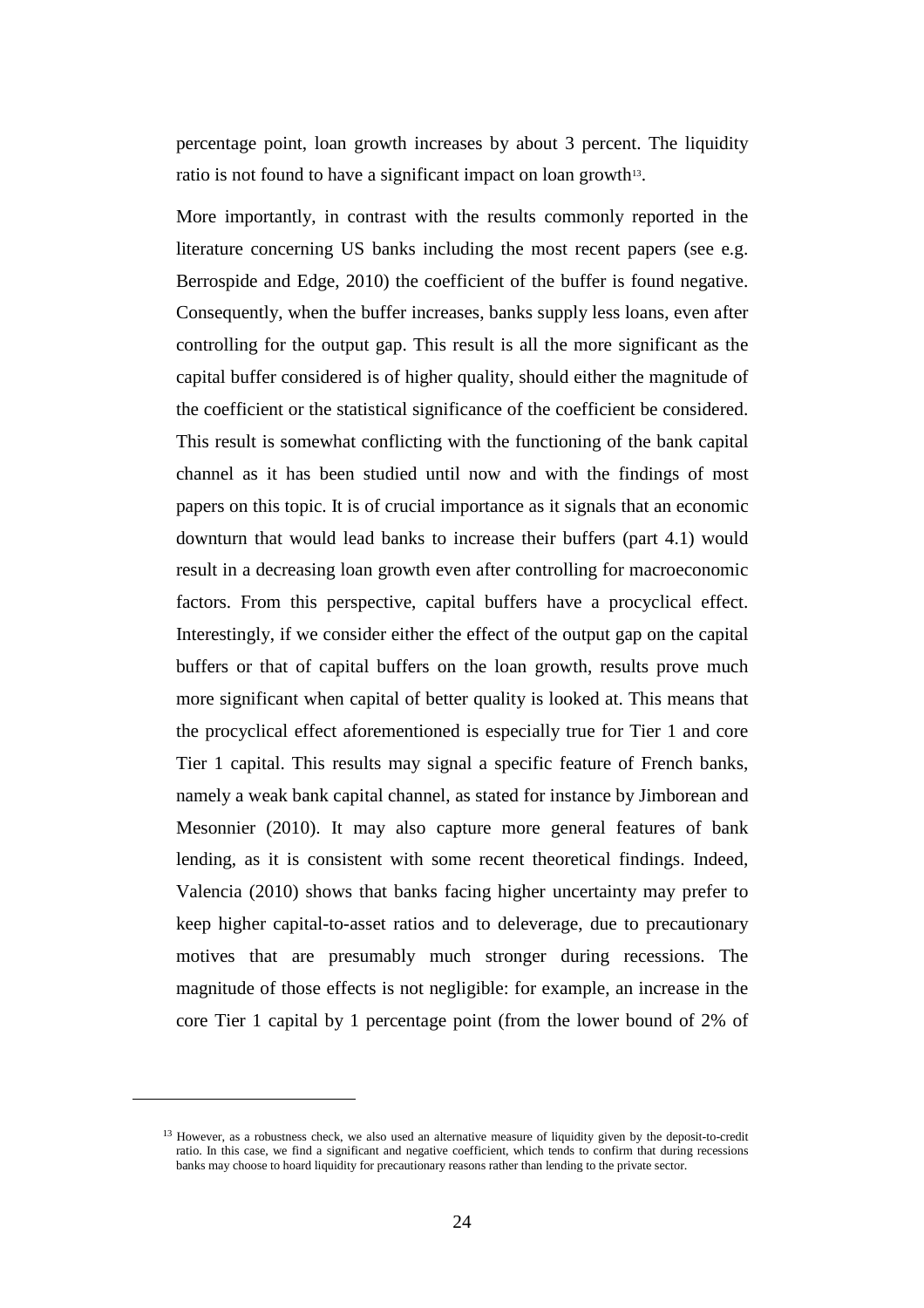percentage point, loan growth increases by about 3 percent. The liquidity ratio is not found to have a significant impact on loan growth[13].

More importantly, in contrast with the results commonly reported in the literature concerning US banks including the most recent papers (see e.g. Berrospide and Edge, 2010) the coefficient of the buffer is found negative. Consequently, when the buffer increases, banks supply less loans, even after controlling for the output gap. This result is all the more significant as the capital buffer considered is of higher quality, should either the magnitude of the coefficient or the statistical significance of the coefficient be considered. This result is somewhat conflicting with the functioning of the bank capital channel as it has been studied until now and with the findings of most papers on this topic. It is of crucial importance as it signals that an economic downturn that would lead banks to increase their buffers (part 4.1) would result in a decreasing loan growth even after controlling for macroeconomic factors. From this perspective, capital buffers have a procyclical effect. Interestingly, if we consider either the effect of the output gap on the capital buffers or that of capital buffers on the loan growth, results prove much more significant when capital of better quality is looked at. This means that the procyclical effect aforementioned is especially true for Tier 1 and core Tier 1 capital. This results may signal a specific feature of French banks, namely a weak bank capital channel, as stated for instance by Jimborean and Mesonnier (2010). It may also capture more general features of bank lending, as it is consistent with some recent theoretical findings. Indeed, Valencia (2010) shows that banks facing higher uncertainty may prefer to keep higher capital-to-asset ratios and to deleverage, due to precautionary motives that are presumably much stronger during recessions. The magnitude of those effects is not negligible: for example, an increase in the core Tier 1 capital by 1 percentage point (from the lower bound of 2% of

---

[13] However, as a robustness check, we also used an alternative measure of liquidity given by the deposit-to-credit ratio. In this case, we find a significant and negative coefficient, which tends to confirm that during recessions banks may choose to hoard liquidity for precautionary reasons rather than lending to the private sector.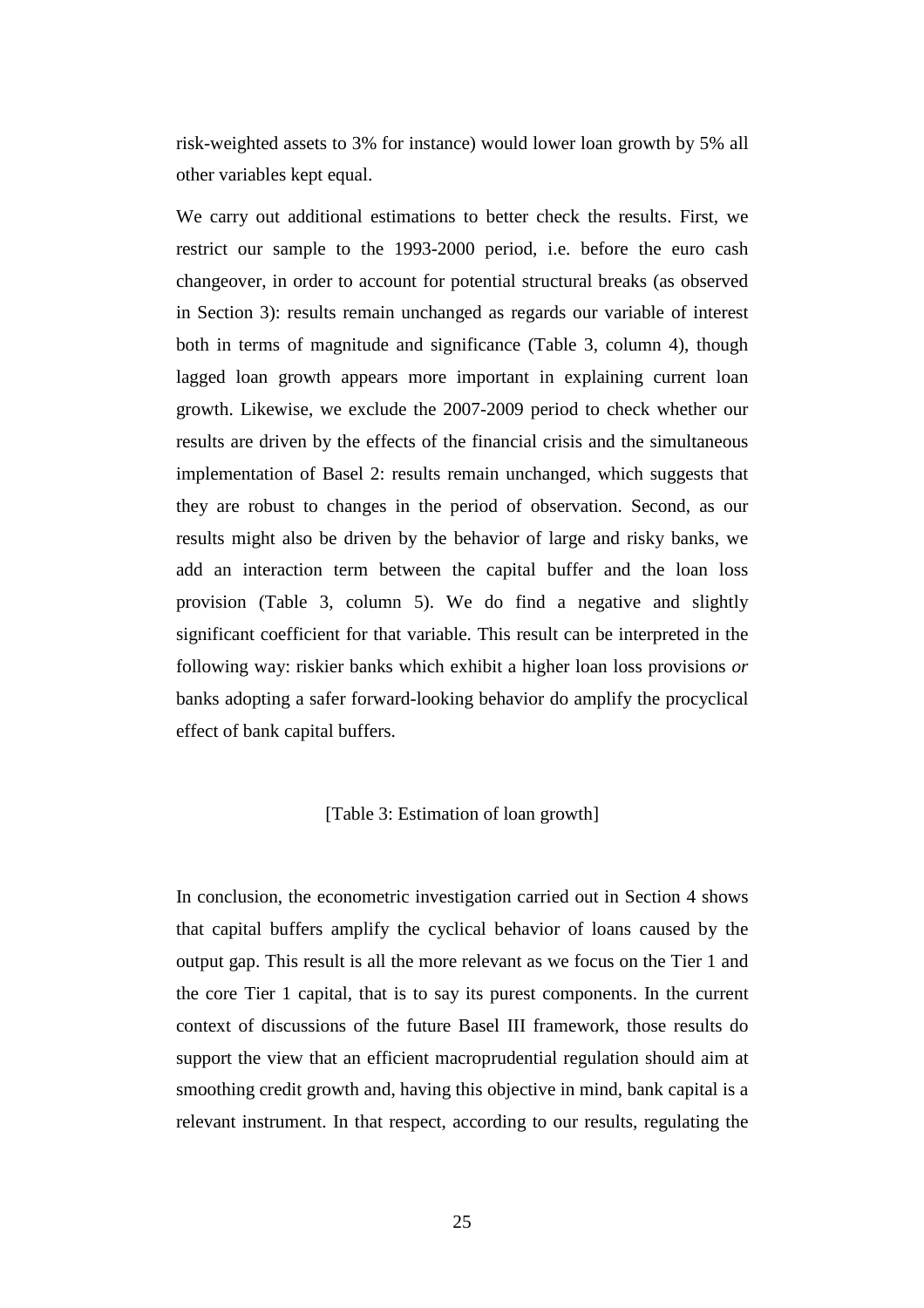risk-weighted assets to 3% for instance) would lower loan growth by 5% all other variables kept equal.

We carry out additional estimations to better check the results. First, we restrict our sample to the 1993-2000 period, i.e. before the euro cash changeover, in order to account for potential structural breaks (as observed in Section 3): results remain unchanged as regards our variable of interest both in terms of magnitude and significance (Table 3, column 4), though lagged loan growth appears more important in explaining current loan growth. Likewise, we exclude the 2007-2009 period to check whether our results are driven by the effects of the financial crisis and the simultaneous implementation of Basel 2: results remain unchanged, which suggests that they are robust to changes in the period of observation. Second, as our results might also be driven by the behavior of large and risky banks, we add an interaction term between the capital buffer and the loan loss provision (Table 3, column 5). We do find a negative and slightly significant coefficient for that variable. This result can be interpreted in the following way: riskier banks which exhibit a higher loan loss provisions *or* banks adopting a safer forward-looking behavior do amplify the procyclical effect of bank capital buffers.

[Table 3: Estimation of loan growth]

In conclusion, the econometric investigation carried out in Section 4 shows that capital buffers amplify the cyclical behavior of loans caused by the output gap. This result is all the more relevant as we focus on the Tier 1 and the core Tier 1 capital, that is to say its purest components. In the current context of discussions of the future Basel III framework, those results do support the view that an efficient macroprudential regulation should aim at smoothing credit growth and, having this objective in mind, bank capital is a relevant instrument. In that respect, according to our results, regulating the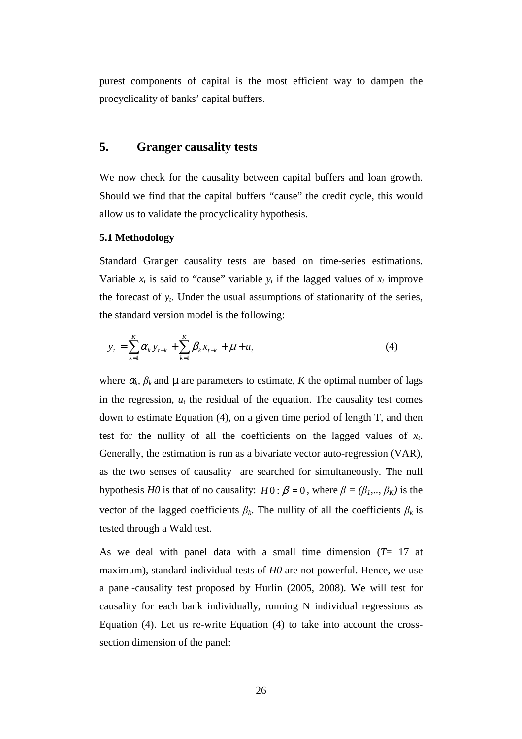purest components of capital is the most efficient way to dampen the procyclicality of banks' capital buffers.

## 5. Granger causality tests

We now check for the causality between capital buffers and loan growth. Should we find that the capital buffers "cause" the credit cycle, this would allow us to validate the procyclicality hypothesis.

### 5.1 Methodology

Standard Granger causality tests are based on time-series estimations. Variable $x_t$ is said to "cause" variable $y_t$ if the lagged values of $x_t$ improve the forecast of $y_t$. Under the usual assumptions of stationarity of the series, the standard version model is the following:

$$y_t = \sum_{k=1}^{K} \alpha_k y_{t-k} + \sum_{k=1}^{K} \beta_k x_{t-k} + \mu + u_t \tag{4}$$

where $\alpha_k$, $\beta_k$ and $\mu$ are parameters to estimate, $K$ the optimal number of lags in the regression, $u_t$ the residual of the equation. The causality test comes down to estimate Equation (4), on a given time period of length T, and then test for the nullity of all the coefficients on the lagged values of $x_t$. Generally, the estimation is run as a bivariate vector auto-regression (VAR), as the two senses of causality are searched for simultaneously. The null hypothesis *H0* is that of no causality: $H0 : \beta = 0$, where $\beta = (\beta_1,.., \beta_K)$ is the vector of the lagged coefficients $\beta_k$. The nullity of all the coefficients $\beta_k$ is tested through a Wald test.

As we deal with panel data with a small time dimension ($T$= 17 at maximum), standard individual tests of *H0* are not powerful. Hence, we use a panel-causality test proposed by Hurlin (2005, 2008). We will test for causality for each bank individually, running N individual regressions as Equation (4). Let us re-write Equation (4) to take into account the cross-section dimension of the panel: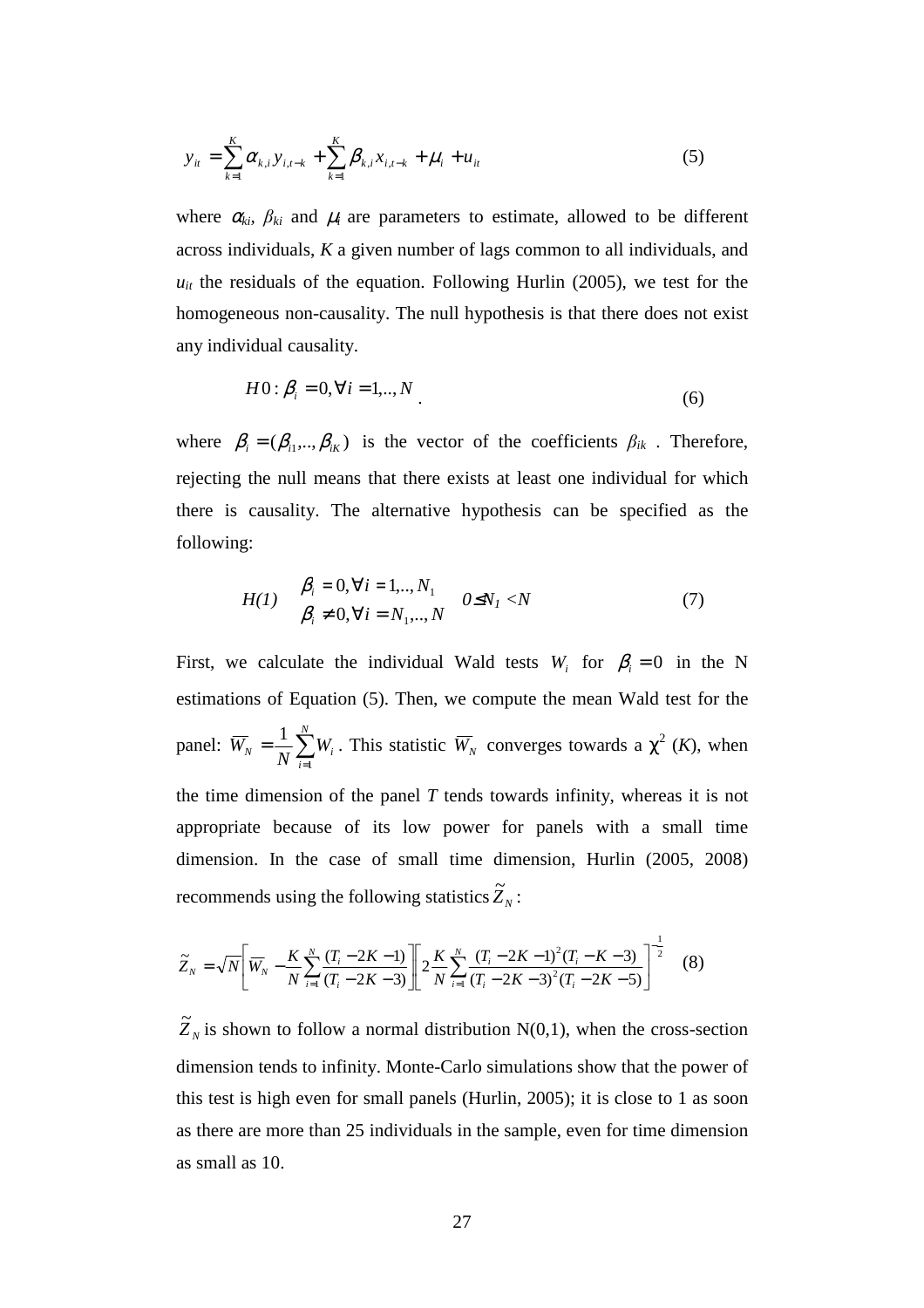$$y_{it} = \sum_{k=1}^{K} \alpha_{k,i} y_{i,t-k} + \sum_{k=1}^{K} \beta_{k,i} x_{i,t-k} + \mu_i + u_{it} \quad (5)$$

where $\alpha_{ki}$, $\beta_{ki}$ and $\mu_i$ are parameters to estimate, allowed to be different across individuals, $K$ a given number of lags common to all individuals, and $u_{it}$ the residuals of the equation. Following Hurlin (2005), we test for the homogeneous non-causality. The null hypothesis is that there does not exist any individual causality.

$$H0: \beta_i = 0, \forall i = 1,.., N \quad (6)$$

where $\beta_i = (\beta_{i1},.., \beta_{iK})$ is the vector of the coefficients $\beta_{ik}$ . Therefore, rejecting the null means that there exists at least one individual for which there is causality. The alternative hypothesis can be specified as the following:

$$H(1) \quad \begin{array}{l} \beta_i = 0, \forall i = 1,.., N_1 \\ \beta_i \neq 0, \forall i = N_1,.., N \end{array} \quad 0 \leq N_1 < N \quad (7)$$

First, we calculate the individual Wald tests $W_i$ for $\beta_i = 0$ in the N estimations of Equation (5). Then, we compute the mean Wald test for the panel: $\overline{W}_N = \frac{1}{N}\sum_{i=1}^{N} W_i$. This statistic $\overline{W}_N$ converges towards a $\chi^2$ ($K$), when the time dimension of the panel $T$ tends towards infinity, whereas it is not appropriate because of its low power for panels with a small time dimension. In the case of small time dimension, Hurlin (2005, 2008) recommends using the following statistics $\tilde{Z}_N$:

$$\tilde{Z}_N = \sqrt{N}\left[\overline{W}_N - \frac{K}{N}\sum_{i=1}^{N}\frac{(T_i - 2K - 1)}{(T_i - 2K - 3)}\right]\left[2\frac{K}{N}\sum_{i=1}^{N}\frac{(T_i - 2K - 1)^2 (T_i - K - 3)}{(T_i - 2K - 3)^2 (T_i - 2K - 5)}\right]^{-\frac{1}{2}} \quad (8)$$

$\tilde{Z}_N$ is shown to follow a normal distribution N(0,1), when the cross-section dimension tends to infinity. Monte-Carlo simulations show that the power of this test is high even for small panels (Hurlin, 2005); it is close to 1 as soon as there are more than 25 individuals in the sample, even for time dimension as small as 10.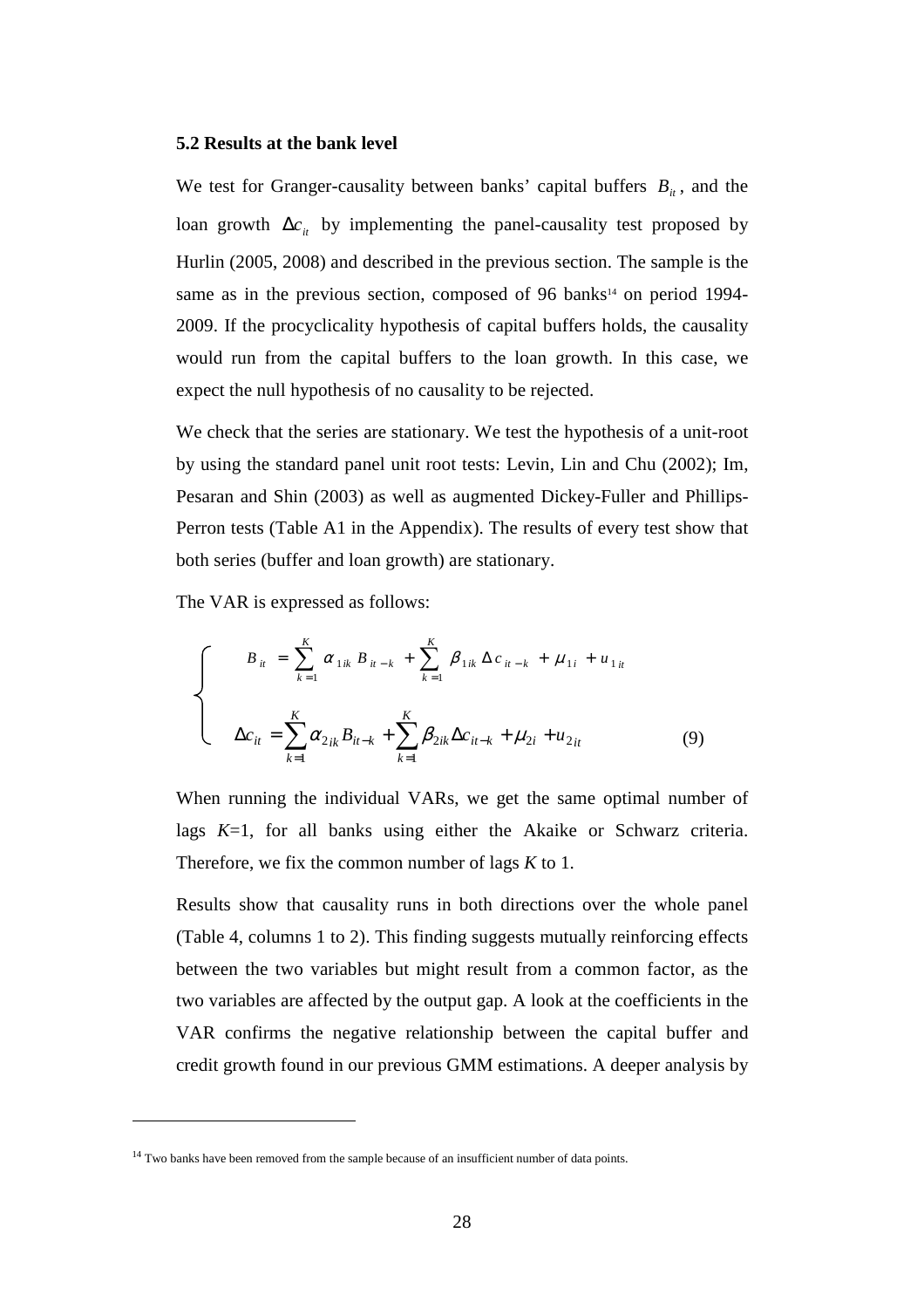### 5.2 Results at the bank level

We test for Granger-causality between banks' capital buffers $B_{it}$, and the loan growth $\Delta c_{it}$ by implementing the panel-causality test proposed by Hurlin (2005, 2008) and described in the previous section. The sample is the same as in the previous section, composed of 96 banks[14] on period 1994-2009. If the procyclicality hypothesis of capital buffers holds, the causality would run from the capital buffers to the loan growth. In this case, we expect the null hypothesis of no causality to be rejected.

We check that the series are stationary. We test the hypothesis of a unit-root by using the standard panel unit root tests: Levin, Lin and Chu (2002); Im, Pesaran and Shin (2003) as well as augmented Dickey-Fuller and Phillips-Perron tests (Table A1 in the Appendix). The results of every test show that both series (buffer and loan growth) are stationary.

The VAR is expressed as follows:

$$\begin{cases} B_{it} = \sum_{k=1}^{K} \alpha_{1ik} B_{it-k} + \sum_{k=1}^{K} \beta_{1ik} \Delta c_{it-k} + \mu_{1i} + u_{1it} \\ \Delta c_{it} = \sum_{k=1}^{K} \alpha_{2ik} B_{it-k} + \sum_{k=1}^{K} \beta_{2ik} \Delta c_{it-k} + \mu_{2i} + u_{2it} \end{cases} \tag{9}$$

When running the individual VARs, we get the same optimal number of lags $K$=1, for all banks using either the Akaike or Schwarz criteria. Therefore, we fix the common number of lags $K$ to 1.

Results show that causality runs in both directions over the whole panel (Table 4, columns 1 to 2). This finding suggests mutually reinforcing effects between the two variables but might result from a common factor, as the two variables are affected by the output gap. A look at the coefficients in the VAR confirms the negative relationship between the capital buffer and credit growth found in our previous GMM estimations. A deeper analysis by

[14] Two banks have been removed from the sample because of an insufficient number of data points.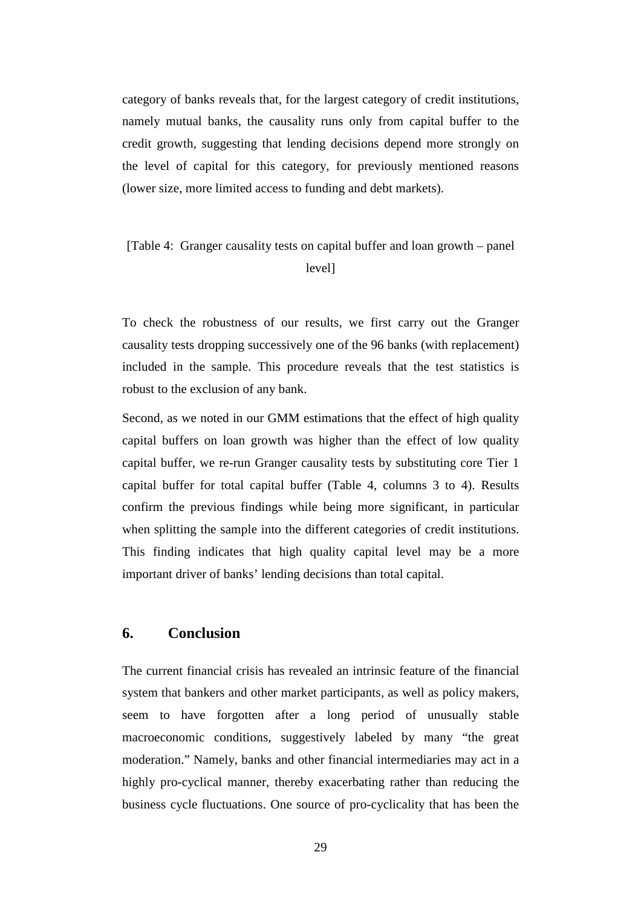category of banks reveals that, for the largest category of credit institutions, namely mutual banks, the causality runs only from capital buffer to the credit growth, suggesting that lending decisions depend more strongly on the level of capital for this category, for previously mentioned reasons (lower size, more limited access to funding and debt markets).

[Table 4: Granger causality tests on capital buffer and loan growth – panel level]

To check the robustness of our results, we first carry out the Granger causality tests dropping successively one of the 96 banks (with replacement) included in the sample. This procedure reveals that the test statistics is robust to the exclusion of any bank.

Second, as we noted in our GMM estimations that the effect of high quality capital buffers on loan growth was higher than the effect of low quality capital buffer, we re-run Granger causality tests by substituting core Tier 1 capital buffer for total capital buffer (Table 4, columns 3 to 4). Results confirm the previous findings while being more significant, in particular when splitting the sample into the different categories of credit institutions. This finding indicates that high quality capital level may be a more important driver of banks' lending decisions than total capital.

## 6. Conclusion

The current financial crisis has revealed an intrinsic feature of the financial system that bankers and other market participants, as well as policy makers, seem to have forgotten after a long period of unusually stable macroeconomic conditions, suggestively labeled by many "the great moderation." Namely, banks and other financial intermediaries may act in a highly pro-cyclical manner, thereby exacerbating rather than reducing the business cycle fluctuations. One source of pro-cyclicality that has been the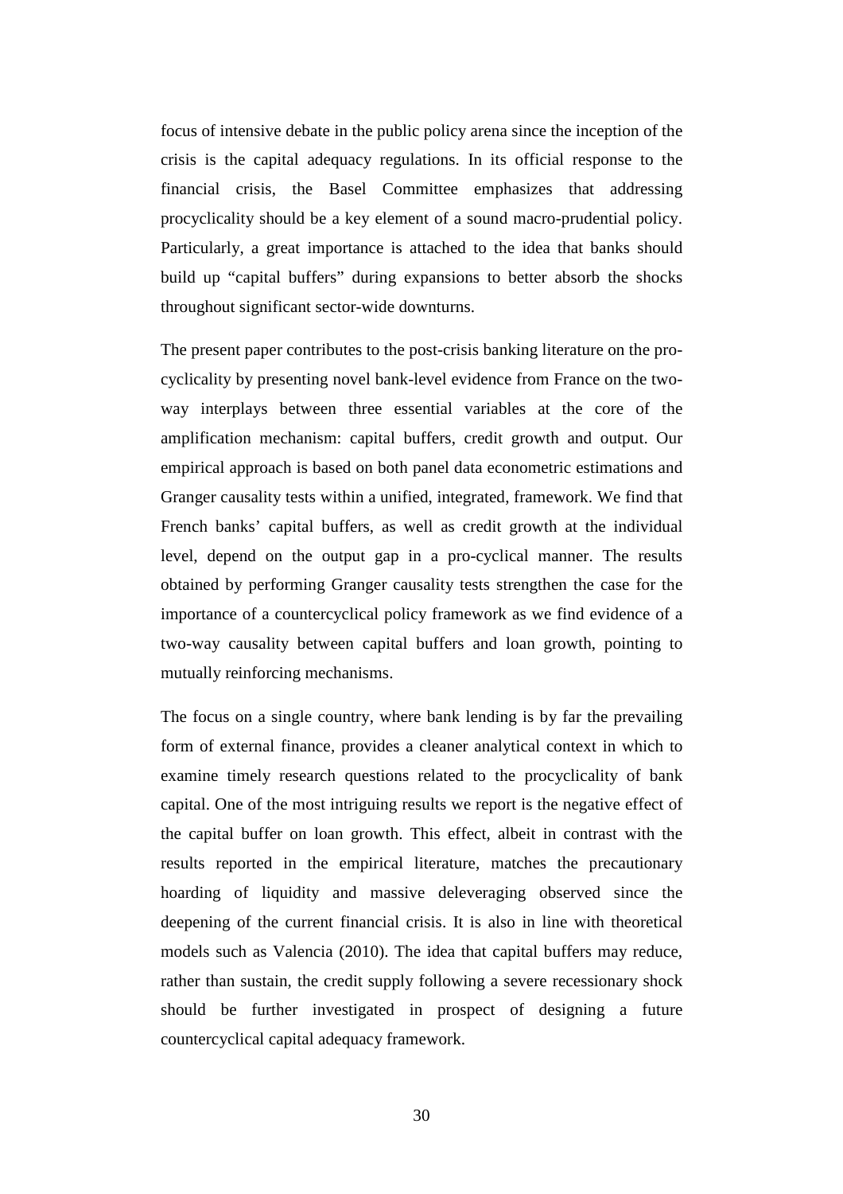focus of intensive debate in the public policy arena since the inception of the crisis is the capital adequacy regulations. In its official response to the financial crisis, the Basel Committee emphasizes that addressing procyclicality should be a key element of a sound macro-prudential policy. Particularly, a great importance is attached to the idea that banks should build up "capital buffers" during expansions to better absorb the shocks throughout significant sector-wide downturns.

The present paper contributes to the post-crisis banking literature on the pro-cyclicality by presenting novel bank-level evidence from France on the two-way interplays between three essential variables at the core of the amplification mechanism: capital buffers, credit growth and output. Our empirical approach is based on both panel data econometric estimations and Granger causality tests within a unified, integrated, framework. We find that French banks' capital buffers, as well as credit growth at the individual level, depend on the output gap in a pro-cyclical manner. The results obtained by performing Granger causality tests strengthen the case for the importance of a countercyclical policy framework as we find evidence of a two-way causality between capital buffers and loan growth, pointing to mutually reinforcing mechanisms.

The focus on a single country, where bank lending is by far the prevailing form of external finance, provides a cleaner analytical context in which to examine timely research questions related to the procyclicality of bank capital. One of the most intriguing results we report is the negative effect of the capital buffer on loan growth. This effect, albeit in contrast with the results reported in the empirical literature, matches the precautionary hoarding of liquidity and massive deleveraging observed since the deepening of the current financial crisis. It is also in line with theoretical models such as Valencia (2010). The idea that capital buffers may reduce, rather than sustain, the credit supply following a severe recessionary shock should be further investigated in prospect of designing a future countercyclical capital adequacy framework.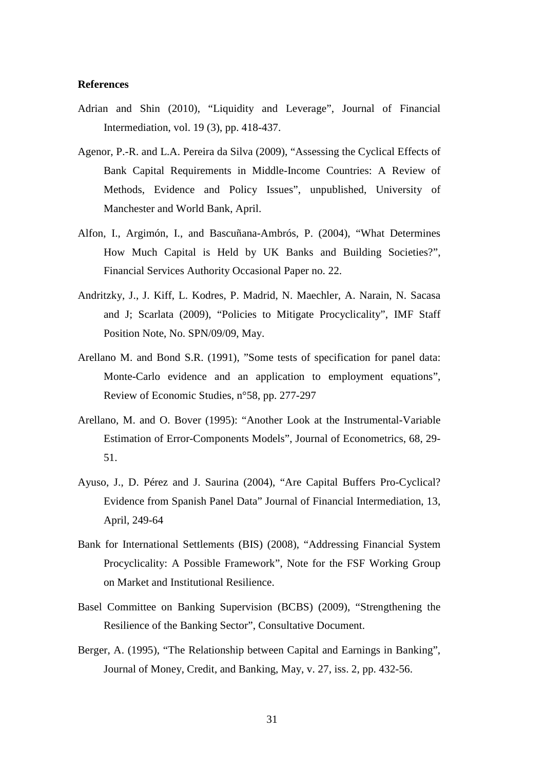**References**

Adrian and Shin (2010), "Liquidity and Leverage", Journal of Financial Intermediation, vol. 19 (3), pp. 418-437.

Agenor, P.-R. and L.A. Pereira da Silva (2009), "Assessing the Cyclical Effects of Bank Capital Requirements in Middle-Income Countries: A Review of Methods, Evidence and Policy Issues", unpublished, University of Manchester and World Bank, April.

Alfon, I., Argimón, I., and Bascuñana-Ambrós, P. (2004), "What Determines How Much Capital is Held by UK Banks and Building Societies?", Financial Services Authority Occasional Paper no. 22.

Andritzky, J., J. Kiff, L. Kodres, P. Madrid, N. Maechler, A. Narain, N. Sacasa and J; Scarlata (2009), "Policies to Mitigate Procyclicality", IMF Staff Position Note, No. SPN/09/09, May.

Arellano M. and Bond S.R. (1991), "Some tests of specification for panel data: Monte-Carlo evidence and an application to employment equations", Review of Economic Studies, n°58, pp. 277-297

Arellano, M. and O. Bover (1995): "Another Look at the Instrumental-Variable Estimation of Error-Components Models", Journal of Econometrics, 68, 29-51.

Ayuso, J., D. Pérez and J. Saurina (2004), "Are Capital Buffers Pro-Cyclical? Evidence from Spanish Panel Data" Journal of Financial Intermediation, 13, April, 249-64

Bank for International Settlements (BIS) (2008), "Addressing Financial System Procyclicality: A Possible Framework", Note for the FSF Working Group on Market and Institutional Resilience.

Basel Committee on Banking Supervision (BCBS) (2009), "Strengthening the Resilience of the Banking Sector", Consultative Document.

Berger, A. (1995), "The Relationship between Capital and Earnings in Banking", Journal of Money, Credit, and Banking, May, v. 27, iss. 2, pp. 432-56.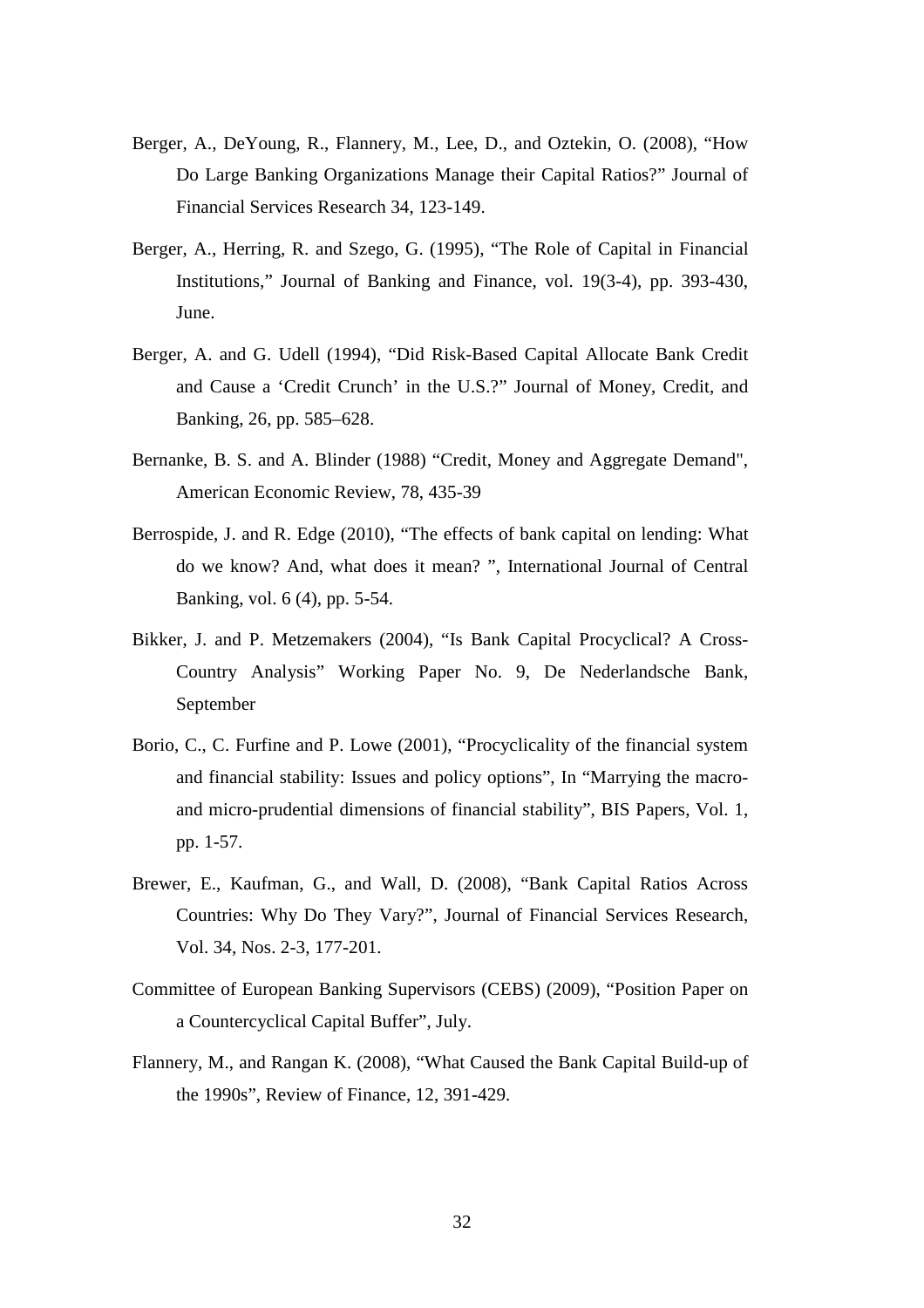Berger, A., DeYoung, R., Flannery, M., Lee, D., and Oztekin, O. (2008), "How Do Large Banking Organizations Manage their Capital Ratios?" Journal of Financial Services Research 34, 123-149.

Berger, A., Herring, R. and Szego, G. (1995), "The Role of Capital in Financial Institutions," Journal of Banking and Finance, vol. 19(3-4), pp. 393-430, June.

Berger, A. and G. Udell (1994), "Did Risk-Based Capital Allocate Bank Credit and Cause a 'Credit Crunch' in the U.S.?" Journal of Money, Credit, and Banking, 26, pp. 585–628.

Bernanke, B. S. and A. Blinder (1988) "Credit, Money and Aggregate Demand", American Economic Review, 78, 435-39

Berrospide, J. and R. Edge (2010), "The effects of bank capital on lending: What do we know? And, what does it mean? ", International Journal of Central Banking, vol. 6 (4), pp. 5-54.

Bikker, J. and P. Metzemakers (2004), "Is Bank Capital Procyclical? A Cross-Country Analysis" Working Paper No. 9, De Nederlandsche Bank, September

Borio, C., C. Furfine and P. Lowe (2001), "Procyclicality of the financial system and financial stability: Issues and policy options", In "Marrying the macro- and micro-prudential dimensions of financial stability", BIS Papers, Vol. 1, pp. 1-57.

Brewer, E., Kaufman, G., and Wall, D. (2008), "Bank Capital Ratios Across Countries: Why Do They Vary?", Journal of Financial Services Research, Vol. 34, Nos. 2-3, 177-201.

Committee of European Banking Supervisors (CEBS) (2009), "Position Paper on a Countercyclical Capital Buffer", July.

Flannery, M., and Rangan K. (2008), "What Caused the Bank Capital Build-up of the 1990s", Review of Finance, 12, 391-429.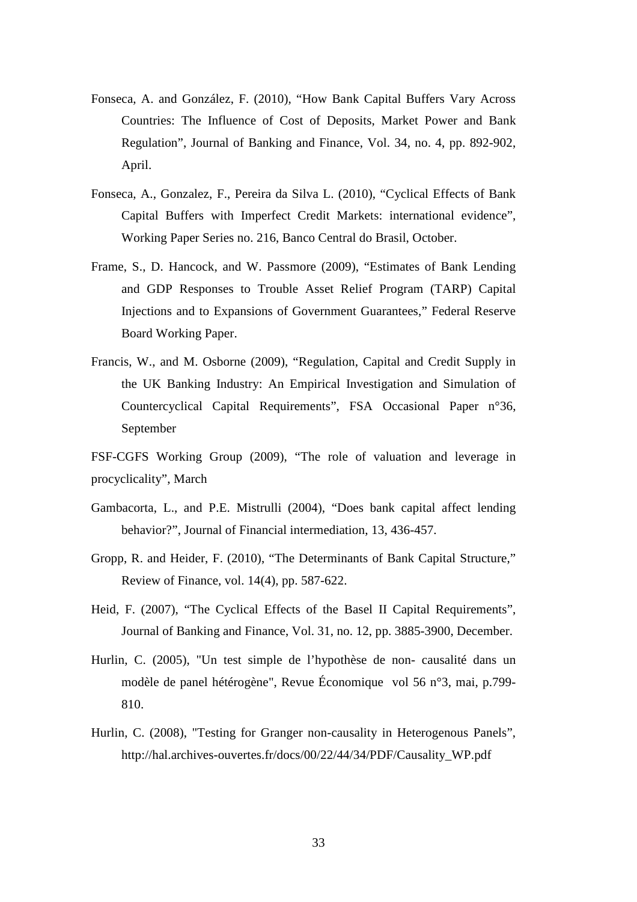Fonseca, A. and González, F. (2010), "How Bank Capital Buffers Vary Across Countries: The Influence of Cost of Deposits, Market Power and Bank Regulation", Journal of Banking and Finance, Vol. 34, no. 4, pp. 892-902, April.

Fonseca, A., Gonzalez, F., Pereira da Silva L. (2010), "Cyclical Effects of Bank Capital Buffers with Imperfect Credit Markets: international evidence", Working Paper Series no. 216, Banco Central do Brasil, October.

Frame, S., D. Hancock, and W. Passmore (2009), "Estimates of Bank Lending and GDP Responses to Trouble Asset Relief Program (TARP) Capital Injections and to Expansions of Government Guarantees," Federal Reserve Board Working Paper.

Francis, W., and M. Osborne (2009), "Regulation, Capital and Credit Supply in the UK Banking Industry: An Empirical Investigation and Simulation of Countercyclical Capital Requirements", FSA Occasional Paper n°36, September

FSF-CGFS Working Group (2009), "The role of valuation and leverage in procyclicality", March

Gambacorta, L., and P.E. Mistrulli (2004), "Does bank capital affect lending behavior?", Journal of Financial intermediation, 13, 436-457.

Gropp, R. and Heider, F. (2010), "The Determinants of Bank Capital Structure," Review of Finance, vol. 14(4), pp. 587-622.

Heid, F. (2007), "The Cyclical Effects of the Basel II Capital Requirements", Journal of Banking and Finance, Vol. 31, no. 12, pp. 3885-3900, December.

Hurlin, C. (2005), "Un test simple de l'hypothèse de non- causalité dans un modèle de panel hétérogène", Revue Économique vol 56 n°3, mai, p.799-810.

Hurlin, C. (2008), "Testing for Granger non-causality in Heterogenous Panels", http://hal.archives-ouvertes.fr/docs/00/22/44/34/PDF/Causality_WP.pdf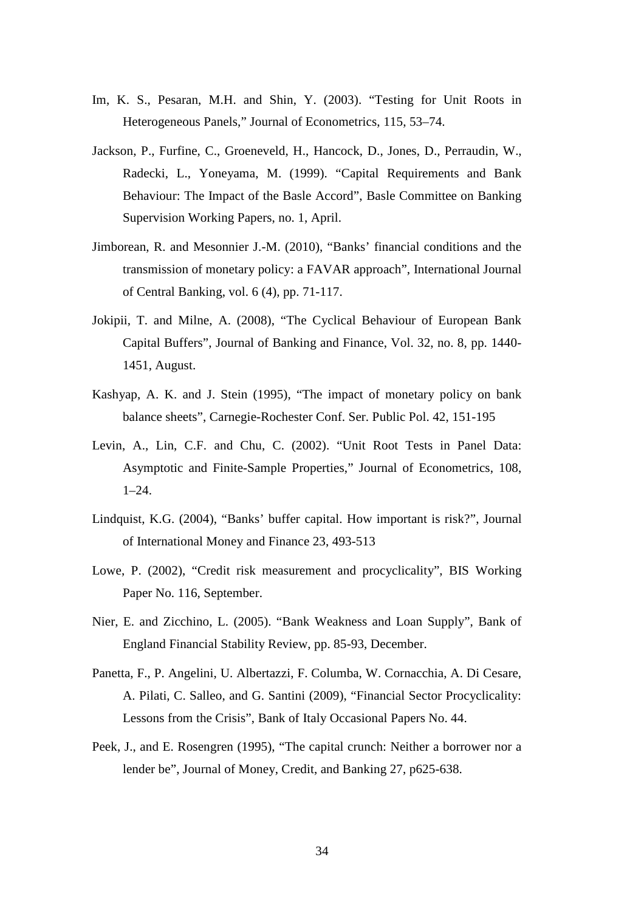Im, K. S., Pesaran, M.H. and Shin, Y. (2003). "Testing for Unit Roots in Heterogeneous Panels," Journal of Econometrics, 115, 53–74.

Jackson, P., Furfine, C., Groeneveld, H., Hancock, D., Jones, D., Perraudin, W., Radecki, L., Yoneyama, M. (1999). "Capital Requirements and Bank Behaviour: The Impact of the Basle Accord", Basle Committee on Banking Supervision Working Papers, no. 1, April.

Jimborean, R. and Mesonnier J.-M. (2010), "Banks' financial conditions and the transmission of monetary policy: a FAVAR approach", International Journal of Central Banking, vol. 6 (4), pp. 71-117.

Jokipii, T. and Milne, A. (2008), "The Cyclical Behaviour of European Bank Capital Buffers", Journal of Banking and Finance, Vol. 32, no. 8, pp. 1440-1451, August.

Kashyap, A. K. and J. Stein (1995), "The impact of monetary policy on bank balance sheets", Carnegie-Rochester Conf. Ser. Public Pol. 42, 151-195

Levin, A., Lin, C.F. and Chu, C. (2002). "Unit Root Tests in Panel Data: Asymptotic and Finite-Sample Properties," Journal of Econometrics, 108, 1–24.

Lindquist, K.G. (2004), "Banks' buffer capital. How important is risk?", Journal of International Money and Finance 23, 493-513

Lowe, P. (2002), "Credit risk measurement and procyclicality", BIS Working Paper No. 116, September.

Nier, E. and Zicchino, L. (2005). "Bank Weakness and Loan Supply", Bank of England Financial Stability Review, pp. 85-93, December.

Panetta, F., P. Angelini, U. Albertazzi, F. Columba, W. Cornacchia, A. Di Cesare, A. Pilati, C. Salleo, and G. Santini (2009), "Financial Sector Procyclicality: Lessons from the Crisis", Bank of Italy Occasional Papers No. 44.

Peek, J., and E. Rosengren (1995), "The capital crunch: Neither a borrower nor a lender be", Journal of Money, Credit, and Banking 27, p625-638.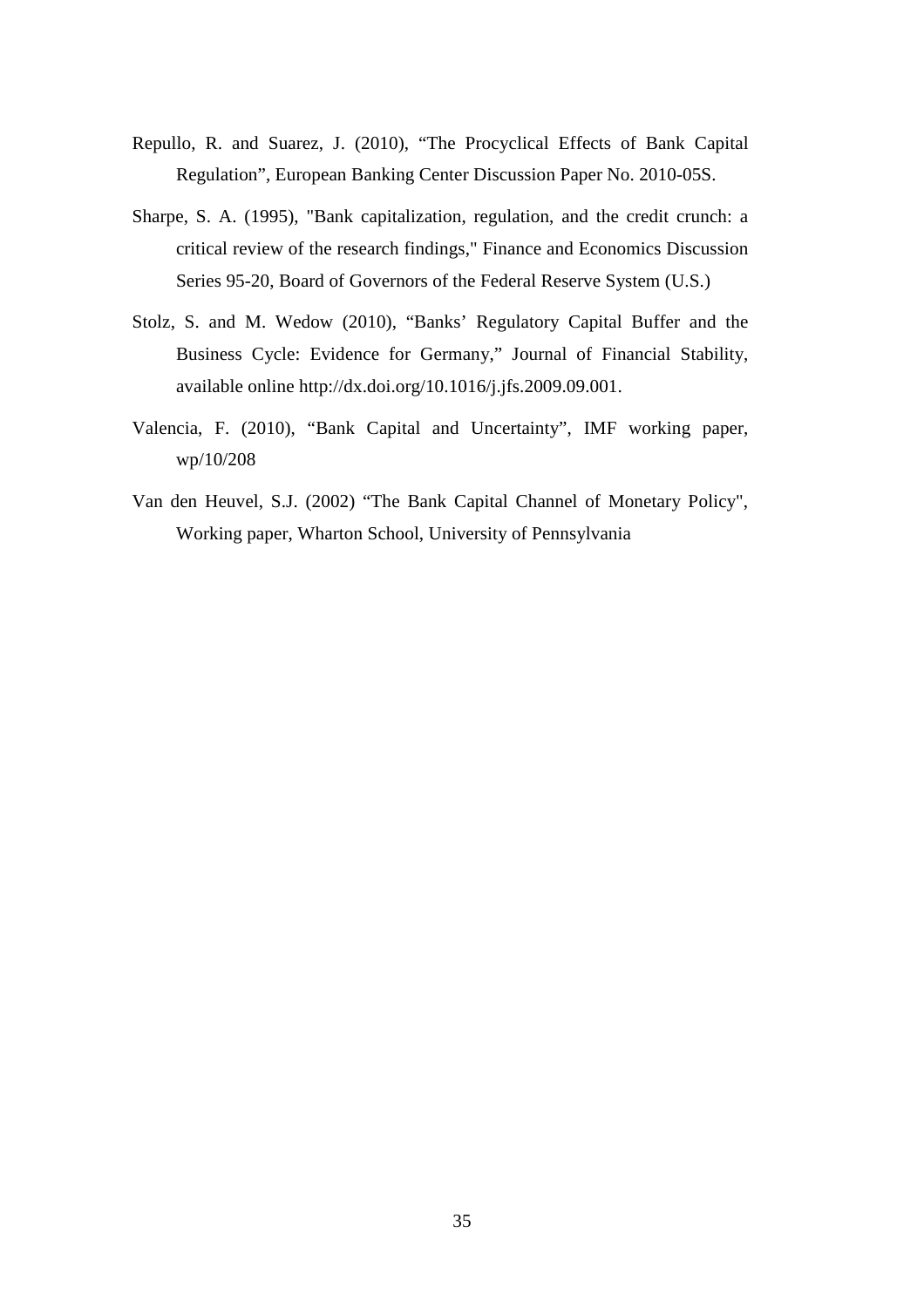Repullo, R. and Suarez, J. (2010), “The Procyclical Effects of Bank Capital Regulation”, European Banking Center Discussion Paper No. 2010-05S.

Sharpe, S. A. (1995), "Bank capitalization, regulation, and the credit crunch: a critical review of the research findings," Finance and Economics Discussion Series 95-20, Board of Governors of the Federal Reserve System (U.S.)

Stolz, S. and M. Wedow (2010), “Banks’ Regulatory Capital Buffer and the Business Cycle: Evidence for Germany,” Journal of Financial Stability, available online http://dx.doi.org/10.1016/j.jfs.2009.09.001.

Valencia, F. (2010), “Bank Capital and Uncertainty”, IMF working paper, wp/10/208

Van den Heuvel, S.J. (2002) “The Bank Capital Channel of Monetary Policy", Working paper, Wharton School, University of Pennsylvania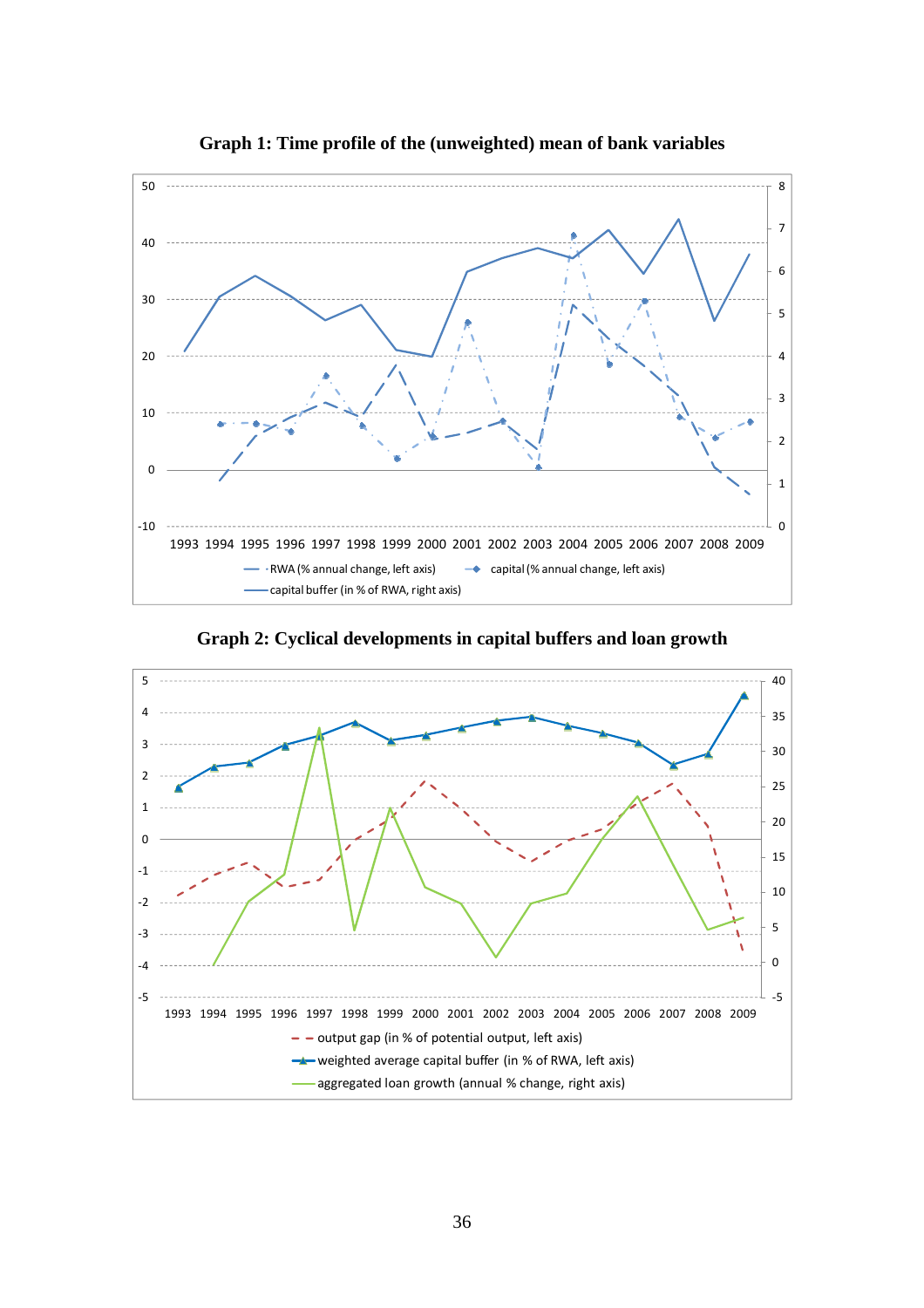**Graph 1: Time profile of the (unweighted) mean of bank variables**

**Graph 2: Cyclical developments in capital buffers and loan growth**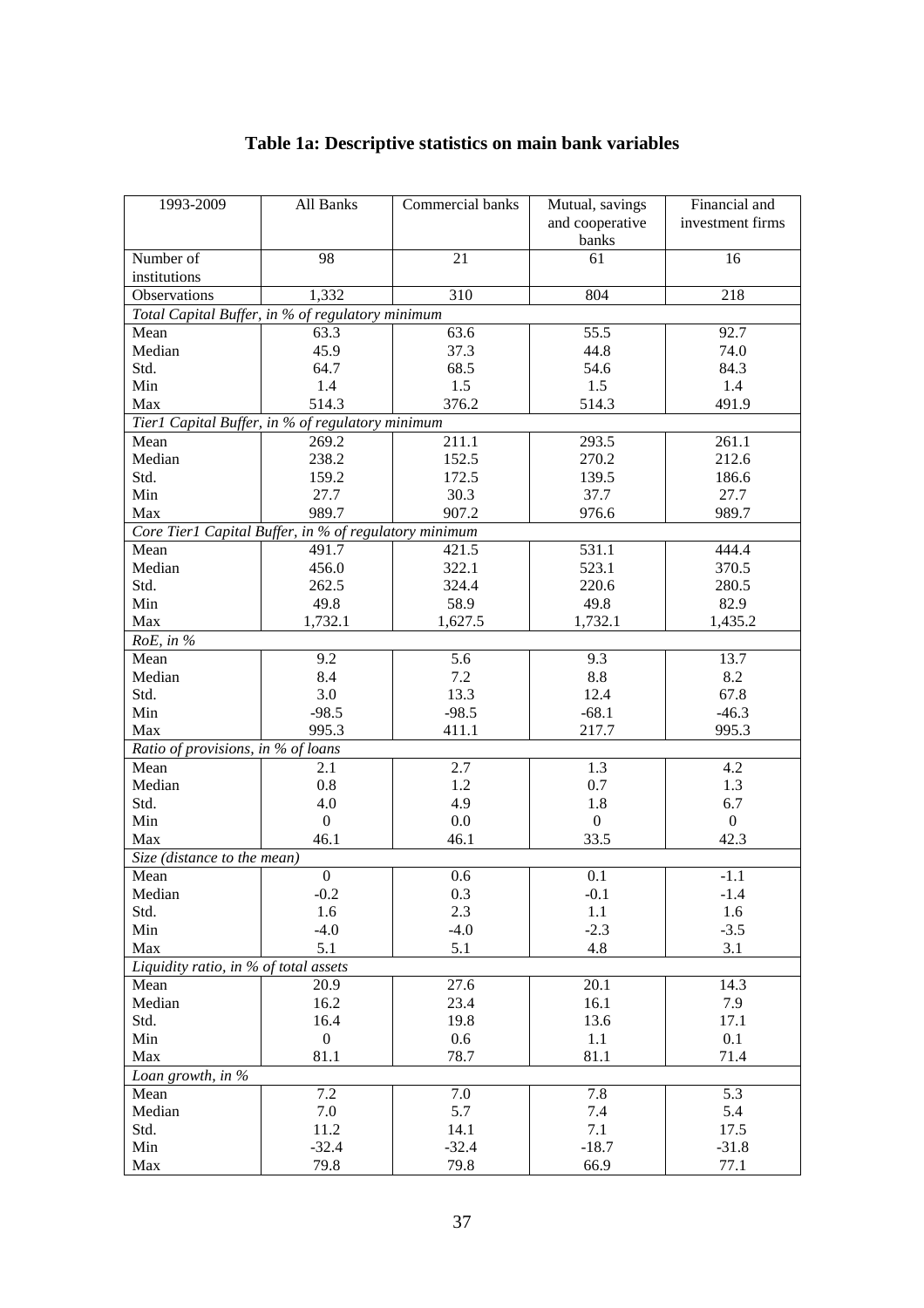# Table 1a: Descriptive statistics on main bank variables

| 1993-2009 | All Banks | Commercial banks | Mutual, savings and cooperative banks | Financial and investment firms |
|---|---|---|---|---|
| Number of institutions | 98 | 21 | 61 | 16 |
| Observations | 1,332 | 310 | 804 | 218 |
| *Total Capital Buffer, in % of regulatory minimum* | | | | |
| Mean | 63.3 | 63.6 | 55.5 | 92.7 |
| Median | 45.9 | 37.3 | 44.8 | 74.0 |
| Std. | 64.7 | 68.5 | 54.6 | 84.3 |
| Min | 1.4 | 1.5 | 1.5 | 1.4 |
| Max | 514.3 | 376.2 | 514.3 | 491.9 |
| *Tier1 Capital Buffer, in % of regulatory minimum* | | | | |
| Mean | 269.2 | 211.1 | 293.5 | 261.1 |
| Median | 238.2 | 152.5 | 270.2 | 212.6 |
| Std. | 159.2 | 172.5 | 139.5 | 186.6 |
| Min | 27.7 | 30.3 | 37.7 | 27.7 |
| Max | 989.7 | 907.2 | 976.6 | 989.7 |
| *Core Tier1 Capital Buffer, in % of regulatory minimum* | | | | |
| Mean | 491.7 | 421.5 | 531.1 | 444.4 |
| Median | 456.0 | 322.1 | 523.1 | 370.5 |
| Std. | 262.5 | 324.4 | 220.6 | 280.5 |
| Min | 49.8 | 58.9 | 49.8 | 82.9 |
| Max | 1,732.1 | 1,627.5 | 1,732.1 | 1,435.2 |
| *RoE, in %* | | | | |
| Mean | 9.2 | 5.6 | 9.3 | 13.7 |
| Median | 8.4 | 7.2 | 8.8 | 8.2 |
| Std. | 3.0 | 13.3 | 12.4 | 67.8 |
| Min | -98.5 | -98.5 | -68.1 | -46.3 |
| Max | 995.3 | 411.1 | 217.7 | 995.3 |
| *Ratio of provisions, in % of loans* | | | | |
| Mean | 2.1 | 2.7 | 1.3 | 4.2 |
| Median | 0.8 | 1.2 | 0.7 | 1.3 |
| Std. | 4.0 | 4.9 | 1.8 | 6.7 |
| Min | 0 | 0.0 | 0 | 0 |
| Max | 46.1 | 46.1 | 33.5 | 42.3 |
| *Size (distance to the mean)* | | | | |
| Mean | 0 | 0.6 | 0.1 | -1.1 |
| Median | -0.2 | 0.3 | -0.1 | -1.4 |
| Std. | 1.6 | 2.3 | 1.1 | 1.6 |
| Min | -4.0 | -4.0 | -2.3 | -3.5 |
| Max | 5.1 | 5.1 | 4.8 | 3.1 |
| *Liquidity ratio, in % of total assets* | | | | |
| Mean | 20.9 | 27.6 | 20.1 | 14.3 |
| Median | 16.2 | 23.4 | 16.1 | 7.9 |
| Std. | 16.4 | 19.8 | 13.6 | 17.1 |
| Min | 0 | 0.6 | 1.1 | 0.1 |
| Max | 81.1 | 78.7 | 81.1 | 71.4 |
| *Loan growth, in %* | | | | |
| Mean | 7.2 | 7.0 | 7.8 | 5.3 |
| Median | 7.0 | 5.7 | 7.4 | 5.4 |
| Std. | 11.2 | 14.1 | 7.1 | 17.5 |
| Min | -32.4 | -32.4 | -18.7 | -31.8 |
| Max | 79.8 | 79.8 | 66.9 | 77.1 |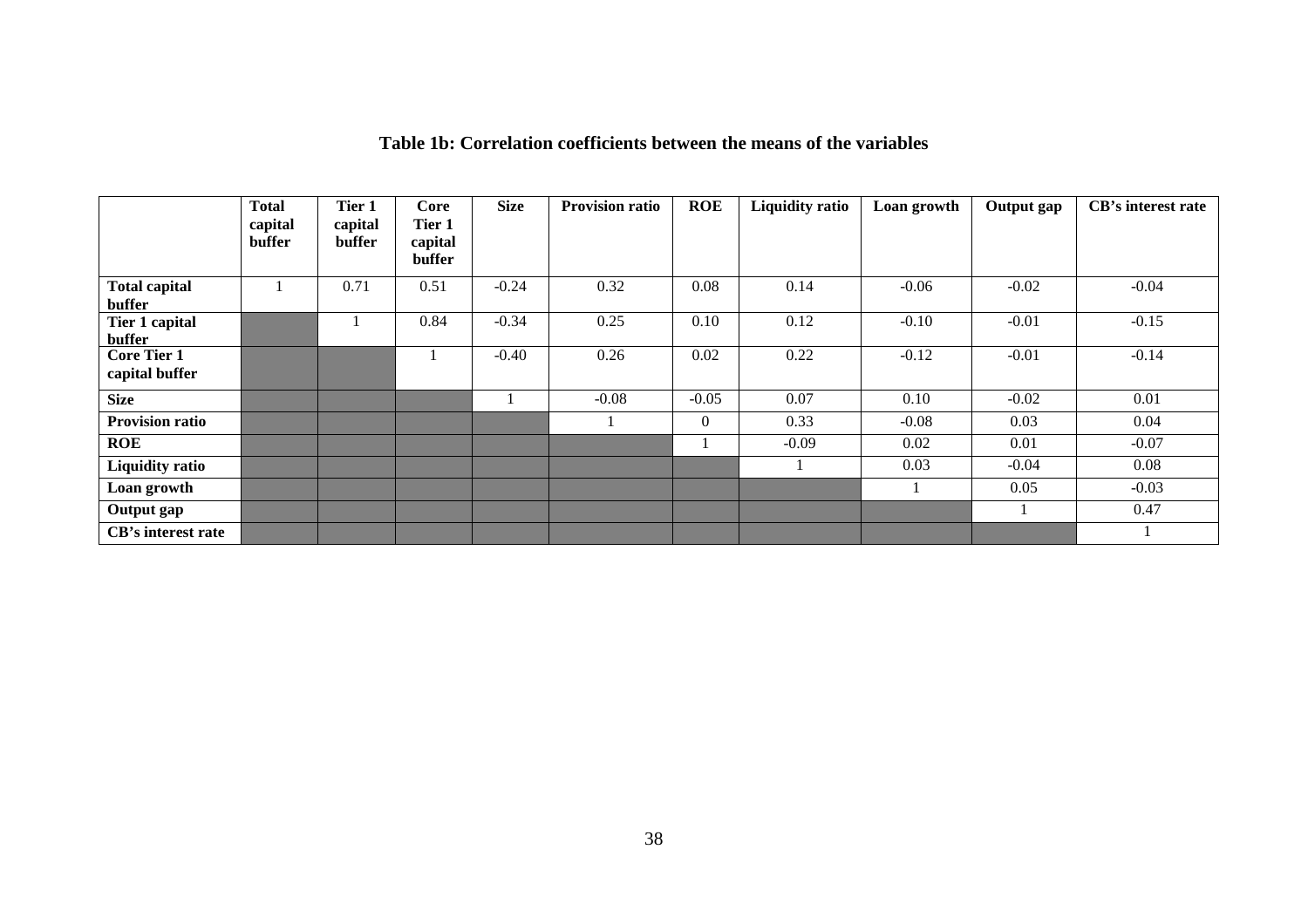**Table 1b: Correlation coefficients between the means of the variables**

| | Total capital buffer | Tier 1 capital buffer | Core Tier 1 capital buffer | Size | Provision ratio | ROE | Liquidity ratio | Loan growth | Output gap | CB's interest rate |
|---|---|---|---|---|---|---|---|---|---|---|
| **Total capital buffer** | 1 | 0.71 | 0.51 | -0.24 | 0.32 | 0.08 | 0.14 | -0.06 | -0.02 | -0.04 |
| **Tier 1 capital buffer** | | 1 | 0.84 | -0.34 | 0.25 | 0.10 | 0.12 | -0.10 | -0.01 | -0.15 |
| **Core Tier 1 capital buffer** | | | 1 | -0.40 | 0.26 | 0.02 | 0.22 | -0.12 | -0.01 | -0.14 |
| **Size** | | | | 1 | -0.08 | -0.05 | 0.07 | 0.10 | -0.02 | 0.01 |
| **Provision ratio** | | | | | 1 | 0 | 0.33 | -0.08 | 0.03 | 0.04 |
| **ROE** | | | | | | 1 | -0.09 | 0.02 | 0.01 | -0.07 |
| **Liquidity ratio** | | | | | | | 1 | 0.03 | -0.04 | 0.08 |
| **Loan growth** | | | | | | | | 1 | 0.05 | -0.03 |
| **Output gap** | | | | | | | | | 1 | 0.47 |
| **CB's interest rate** | | | | | | | | | | 1 |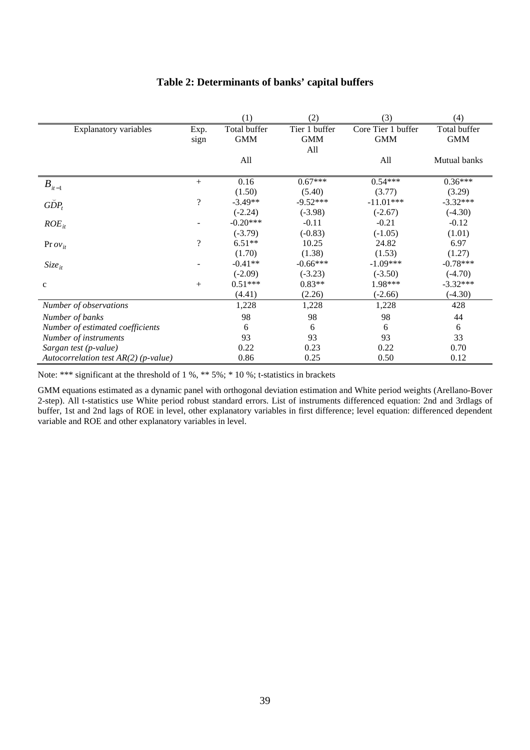## Table 2: Determinants of banks' capital buffers

| | | (1) | (2) | (3) | (4) |
|---|---|---|---|---|---|
| Explanatory variables | Exp. sign | Total buffer GMM | Tier 1 buffer GMM All | Core Tier 1 buffer GMM | Total buffer GMM |
| | | All | | All | Mutual banks |
| $B_{it-1}$ | + | 0.16 | 0.67*** | 0.54*** | 0.36*** |
| | | (1.50) | (5.40) | (3.77) | (3.29) |
| $\breve{GDP}_t$ | ? | -3.49** | -9.52*** | -11.01*** | -3.32*** |
| | | (-2.24) | (-3.98) | (-2.67) | (-4.30) |
| $ROE_{it}$ | - | -0.20*** | -0.11 | -0.21 | -0.12 |
| | | (-3.79) | (-0.83) | (-1.05) | (1.01) |
| $Prov_{it}$ | ? | 6.51** | 10.25 | 24.82 | 6.97 |
| | | (1.70) | (1.38) | (1.53) | (1.27) |
| $Size_{it}$ | - | -0.41** | -0.66*** | -1.09*** | -0.78*** |
| | | (-2.09) | (-3.23) | (-3.50) | (-4.70) |
| c | + | 0.51*** | 0.83** | 1.98*** | -3.32*** |
| | | (4.41) | (2.26) | (-2.66) | (-4.30) |
| *Number of observations* | | 1,228 | 1,228 | 1,228 | 428 |
| *Number of banks* | | 98 | 98 | 98 | 44 |
| *Number of estimated coefficients* | | 6 | 6 | 6 | 6 |
| *Number of instruments* | | 93 | 93 | 93 | 33 |
| *Sargan test (p-value)* | | 0.22 | 0.23 | 0.22 | 0.70 |
| *Autocorrelation test AR(2) (p-value)* | | 0.86 | 0.25 | 0.50 | 0.12 |

Note: *** significant at the threshold of 1 %, ** 5%; * 10 %; t-statistics in brackets

GMM equations estimated as a dynamic panel with orthogonal deviation estimation and White period weights (Arellano-Bover 2-step). All t-statistics use White period robust standard errors. List of instruments differenced equation: 2nd and 3rdlags of buffer, 1st and 2nd lags of ROE in level, other explanatory variables in first difference; level equation: differenced dependent variable and ROE and other explanatory variables in level.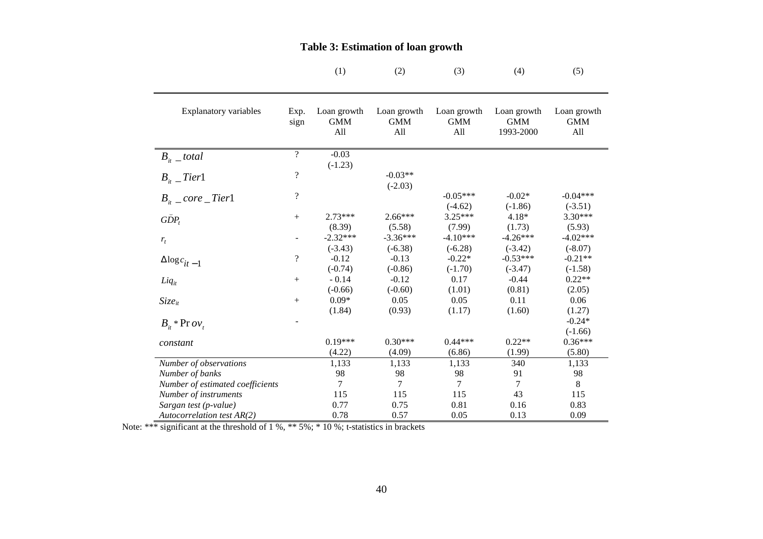**Table 3: Estimation of loan growth**

| | | (1) | (2) | (3) | (4) | (5) |
|---|---|---|---|---|---|---|
| Explanatory variables | Exp. sign | Loan growth GMM All | Loan growth GMM All | Loan growth GMM All | Loan growth GMM 1993-2000 | Loan growth GMM All |
| $B_{it}\_total$ | ? | -0.03 | | | | |
| | | (-1.23) | | | | |
| $B_{it}\_Tier1$ | ? | | -0.03** | | | |
| | | | (-2.03) | | | |
| $B_{it}\_core\_Tier1$ | ? | | | -0.05*** | -0.02* | -0.04*** |
| | | | | (-4.62) | (-1.86) | (-3.51) |
| $\bar{GDP}_t$ | + | 2.73*** | 2.66*** | 3.25*** | 4.18* | 3.30*** |
| | | (8.39) | (5.58) | (7.99) | (1.73) | (5.93) |
| $r_t$ | - | -2.32*** | -3.36*** | -4.10*** | -4.26*** | -4.02*** |
| | | (-3.43) | (-6.38) | (-6.28) | (-3.42) | (-8.07) |
| $\Delta \log c_{it-1}$ | ? | -0.12 | -0.13 | -0.22* | -0.53*** | -0.21** |
| | | (-0.74) | (-0.86) | (-1.70) | (-3.47) | (-1.58) |
| $Liq_{it}$ | + | - 0.14 | -0.12 | 0.17 | -0.44 | 0.22** |
| | | (-0.66) | (-0.60) | (1.01) | (0.81) | (2.05) |
| $Size_{it}$ | + | 0.09* | 0.05 | 0.05 | 0.11 | 0.06 |
| | | (1.84) | (0.93) | (1.17) | (1.60) | (1.27) |
| $B_{it} * \Pr ov_t$ | - | | | | | -0.24* |
| | | | | | | (-1.66) |
| *constant* | | 0.19*** | 0.30*** | 0.44*** | 0.22** | 0.36*** |
| | | (4.22) | (4.09) | (6.86) | (1.99) | (5.80) |
| *Number of observations* | | 1,133 | 1,133 | 1,133 | 340 | 1,133 |
| *Number of banks* | | 98 | 98 | 98 | 91 | 98 |
| *Number of estimated coefficients* | | 7 | 7 | 7 | 7 | 8 |
| *Number of instruments* | | 115 | 115 | 115 | 43 | 115 |
| *Sargan test (p-value)* | | 0.77 | 0.75 | 0.81 | 0.16 | 0.83 |
| *Autocorrelation test AR(2)* | | 0.78 | 0.57 | 0.05 | 0.13 | 0.09 |

Note: *** significant at the threshold of 1 %, ** 5%; * 10 %; t-statistics in brackets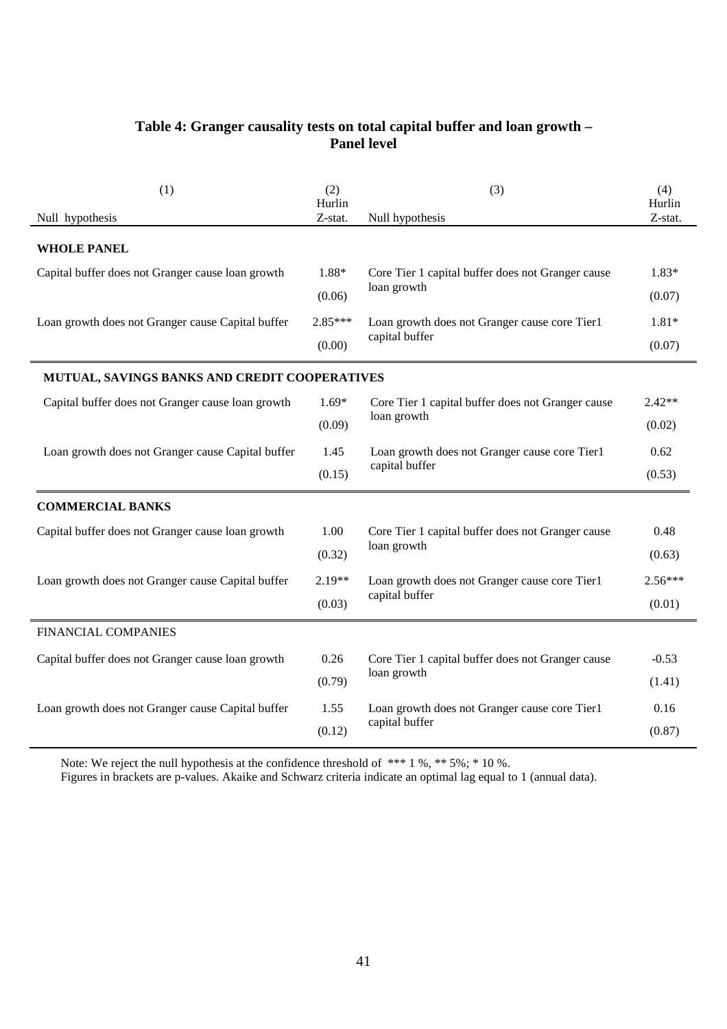## Table 4: Granger causality tests on total capital buffer and loan growth – Panel level

| (1) Null hypothesis | (2) Hurlin Z-stat. | (3) Null hypothesis | (4) Hurlin Z-stat. |
|---|---|---|---|
| **WHOLE PANEL** | | | |
| Capital buffer does not Granger cause loan growth | 1.88* | Core Tier 1 capital buffer does not Granger cause loan growth | 1.83* |
| | (0.06) | | (0.07) |
| Loan growth does not Granger cause Capital buffer | 2.85*** | Loan growth does not Granger cause core Tier1 capital buffer | 1.81* |
| | (0.00) | | (0.07) |
| **MUTUAL, SAVINGS BANKS AND CREDIT COOPERATIVES** | | | |
| Capital buffer does not Granger cause loan growth | 1.69* | Core Tier 1 capital buffer does not Granger cause loan growth | 2.42** |
| | (0.09) | | (0.02) |
| Loan growth does not Granger cause Capital buffer | 1.45 | Loan growth does not Granger cause core Tier1 capital buffer | 0.62 |
| | (0.15) | | (0.53) |
| **COMMERCIAL BANKS** | | | |
| Capital buffer does not Granger cause loan growth | 1.00 | Core Tier 1 capital buffer does not Granger cause loan growth | 0.48 |
| | (0.32) | | (0.63) |
| Loan growth does not Granger cause Capital buffer | 2.19** | Loan growth does not Granger cause core Tier1 capital buffer | 2.56*** |
| | (0.03) | | (0.01) |
| FINANCIAL COMPANIES | | | |
| Capital buffer does not Granger cause loan growth | 0.26 | Core Tier 1 capital buffer does not Granger cause loan growth | -0.53 |
| | (0.79) | | (1.41) |
| Loan growth does not Granger cause Capital buffer | 1.55 | Loan growth does not Granger cause core Tier1 capital buffer | 0.16 |
| | (0.12) | | (0.87) |

Note: We reject the null hypothesis at the confidence threshold of *** 1 %, ** 5%; * 10 %.
Figures in brackets are p-values. Akaike and Schwarz criteria indicate an optimal lag equal to 1 (annual data).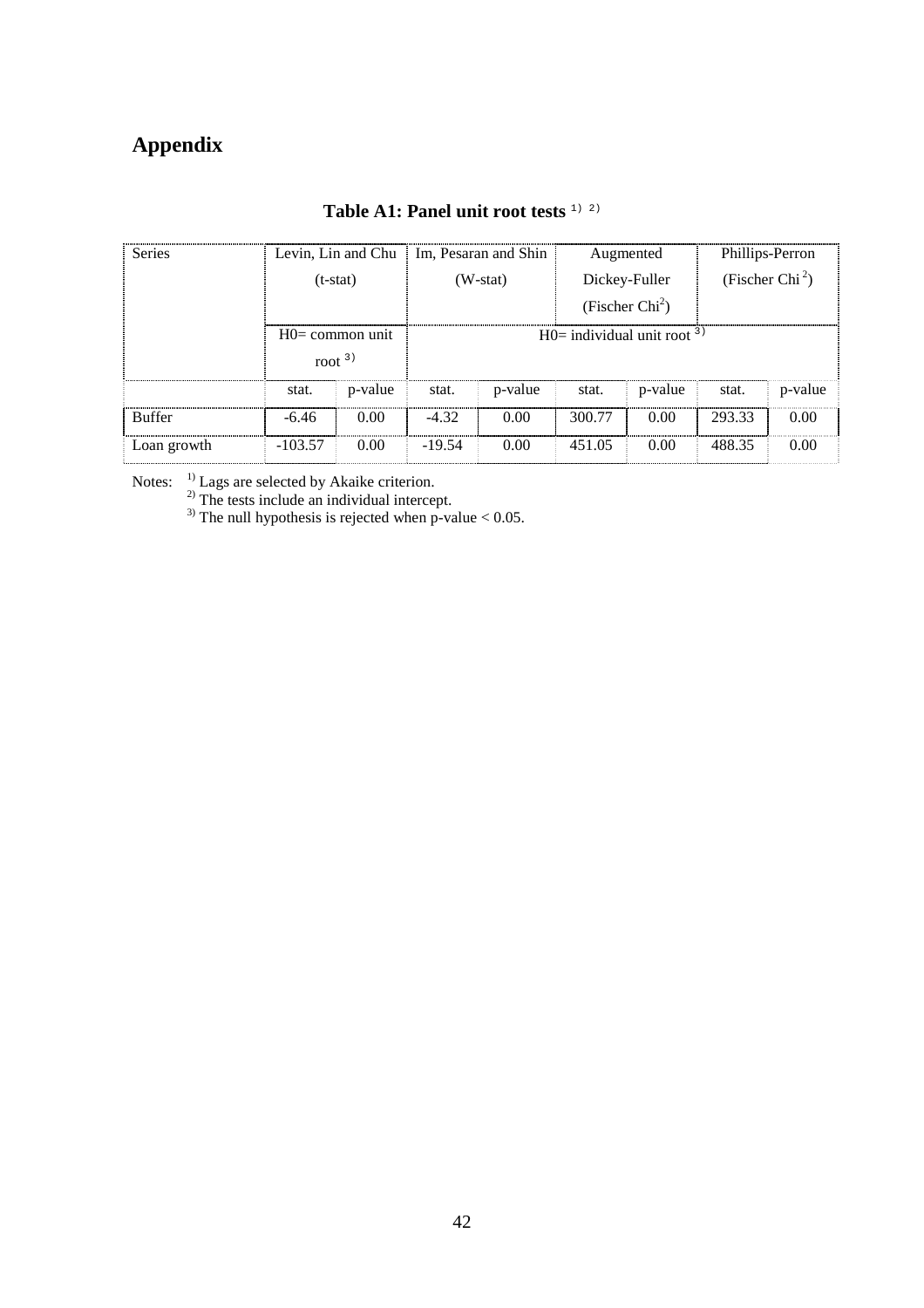# Appendix

**Table A1: Panel unit root tests** [1) 2)]

| Series | Levin, Lin and Chu (t-stat) | | Im, Pesaran and Shin (W-stat) | | Augmented Dickey-Fuller (Fischer Chi$^2$) | | Phillips-Perron (Fischer Chi$^2$) | |
|---|---|---|---|---|---|---|---|---|
| | H0= common unit root [3)] | | H0= individual unit root [3)] | | | | | |
| | stat. | p-value | stat. | p-value | stat. | p-value | stat. | p-value |
| Buffer | -6.46 | 0.00 | -4.32 | 0.00 | 300.77 | 0.00 | 293.33 | 0.00 |
| Loan growth | -103.57 | 0.00 | -19.54 | 0.00 | 451.05 | 0.00 | 488.35 | 0.00 |

Notes: [1)] Lags are selected by Akaike criterion.  
[2)] The tests include an individual intercept.  
[3)] The null hypothesis is rejected when p-value < 0.05.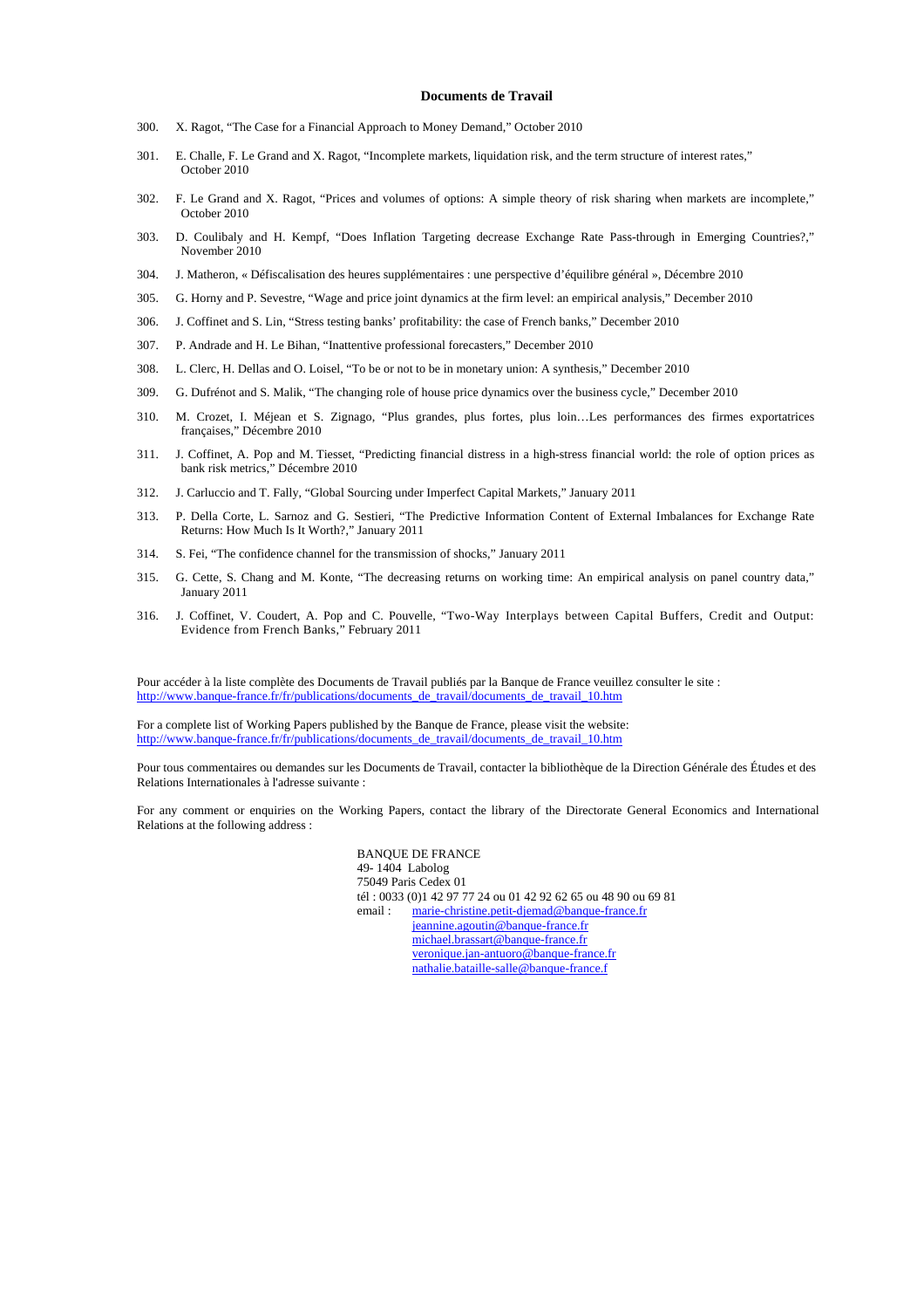# Documents de Travail

300. X. Ragot, "The Case for a Financial Approach to Money Demand," October 2010

301. E. Challe, F. Le Grand and X. Ragot, "Incomplete markets, liquidation risk, and the term structure of interest rates," October 2010

302. F. Le Grand and X. Ragot, "Prices and volumes of options: A simple theory of risk sharing when markets are incomplete," October 2010

303. D. Coulibaly and H. Kempf, "Does Inflation Targeting decrease Exchange Rate Pass-through in Emerging Countries?," November 2010

304. J. Matheron, « Défiscalisation des heures supplémentaires : une perspective d'équilibre général », Décembre 2010

305. G. Horny and P. Sevestre, "Wage and price joint dynamics at the firm level: an empirical analysis," December 2010

306. J. Coffinet and S. Lin, "Stress testing banks' profitability: the case of French banks," December 2010

307. P. Andrade and H. Le Bihan, "Inattentive professional forecasters," December 2010

308. L. Clerc, H. Dellas and O. Loisel, "To be or not to be in monetary union: A synthesis," December 2010

309. G. Dufrénot and S. Malik, "The changing role of house price dynamics over the business cycle," December 2010

310. M. Crozet, I. Méjean et S. Zignago, "Plus grandes, plus fortes, plus loin…Les performances des firmes exportatrices françaises," Décembre 2010

311. J. Coffinet, A. Pop and M. Tiesset, "Predicting financial distress in a high-stress financial world: the role of option prices as bank risk metrics," Décembre 2010

312. J. Carluccio and T. Fally, "Global Sourcing under Imperfect Capital Markets," January 2011

313. P. Della Corte, L. Sarnoz and G. Sestieri, "The Predictive Information Content of External Imbalances for Exchange Rate Returns: How Much Is It Worth?," January 2011

314. S. Fei, "The confidence channel for the transmission of shocks," January 2011

315. G. Cette, S. Chang and M. Konte, "The decreasing returns on working time: An empirical analysis on panel country data," January 2011

316. J. Coffinet, V. Coudert, A. Pop and C. Pouvelle, "Two-Way Interplays between Capital Buffers, Credit and Output: Evidence from French Banks," February 2011

Pour accéder à la liste complète des Documents de Travail publiés par la Banque de France veuillez consulter le site :
http://www.banque-france.fr/fr/publications/documents_de_travail/documents_de_travail_10.htm

For a complete list of Working Papers published by the Banque de France, please visit the website:
http://www.banque-france.fr/fr/publications/documents_de_travail/documents_de_travail_10.htm

Pour tous commentaires ou demandes sur les Documents de Travail, contacter la bibliothèque de la Direction Générale des Études et des Relations Internationales à l'adresse suivante :

For any comment or enquiries on the Working Papers, contact the library of the Directorate General Economics and International Relations at the following address :

BANQUE DE FRANCE
49- 1404 Labolog
75049 Paris Cedex 01
tél : 0033 (0)1 42 97 77 24 ou 01 42 92 62 65 ou 48 90 ou 69 81
email : marie-christine.petit-djemad@banque-france.fr
jeannine.agoutin@banque-france.fr
michael.brassart@banque-france.fr
veronique.jan-antuoro@banque-france.fr
nathalie.bataille-salle@banque-france.f